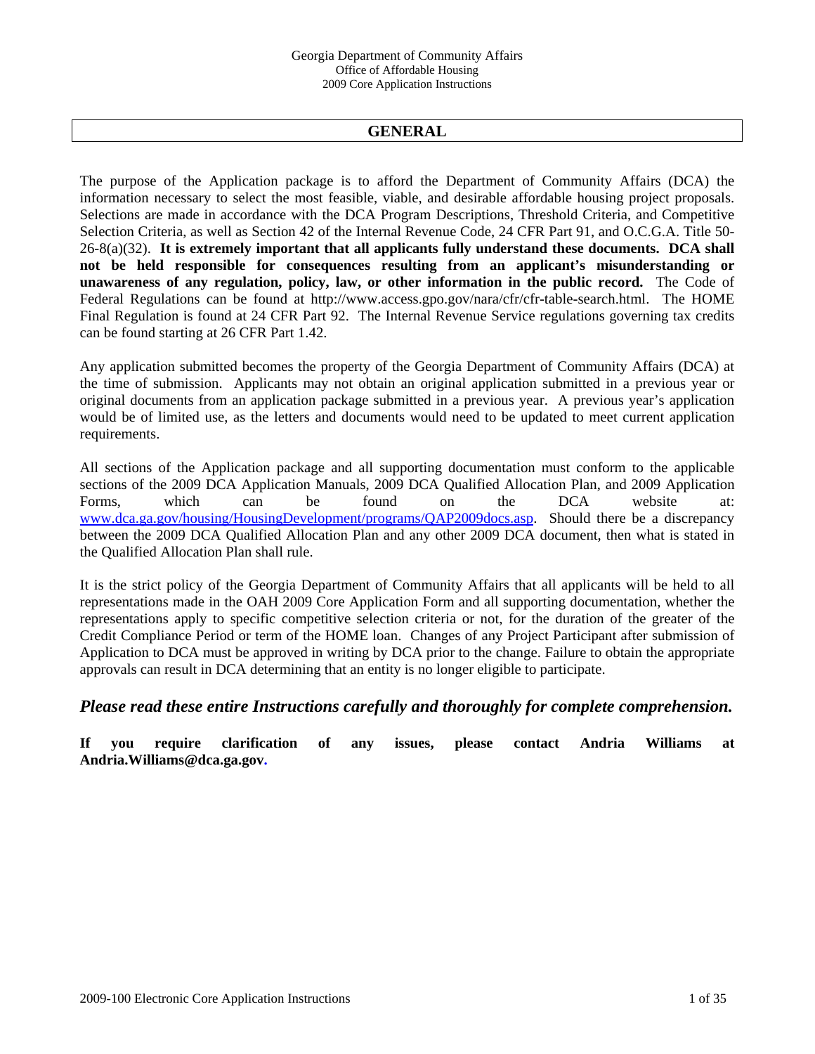Georgia Department of Community Affairs
Office of Affordable Housing
2009 Core Application Instructions

## GENERAL

The purpose of the Application package is to afford the Department of Community Affairs (DCA) the information necessary to select the most feasible, viable, and desirable affordable housing project proposals. Selections are made in accordance with the DCA Program Descriptions, Threshold Criteria, and Competitive Selection Criteria, as well as Section 42 of the Internal Revenue Code, 24 CFR Part 91, and O.C.G.A. Title 50-26-8(a)(32). **It is extremely important that all applicants fully understand these documents. DCA shall not be held responsible for consequences resulting from an applicant's misunderstanding or unawareness of any regulation, policy, law, or other information in the public record.** The Code of Federal Regulations can be found at http://www.access.gpo.gov/nara/cfr/cfr-table-search.html. The HOME Final Regulation is found at 24 CFR Part 92. The Internal Revenue Service regulations governing tax credits can be found starting at 26 CFR Part 1.42.

Any application submitted becomes the property of the Georgia Department of Community Affairs (DCA) at the time of submission. Applicants may not obtain an original application submitted in a previous year or original documents from an application package submitted in a previous year. A previous year's application would be of limited use, as the letters and documents would need to be updated to meet current application requirements.

All sections of the Application package and all supporting documentation must conform to the applicable sections of the 2009 DCA Application Manuals, 2009 DCA Qualified Allocation Plan, and 2009 Application Forms, which can be found on the DCA website at: [www.dca.ga.gov/housing/HousingDevelopment/programs/QAP2009docs.asp](www.dca.ga.gov/housing/HousingDevelopment/programs/QAP2009docs.asp). Should there be a discrepancy between the 2009 DCA Qualified Allocation Plan and any other 2009 DCA document, then what is stated in the Qualified Allocation Plan shall rule.

It is the strict policy of the Georgia Department of Community Affairs that all applicants will be held to all representations made in the OAH 2009 Core Application Form and all supporting documentation, whether the representations apply to specific competitive selection criteria or not, for the duration of the greater of the Credit Compliance Period or term of the HOME loan. Changes of any Project Participant after submission of Application to DCA must be approved in writing by DCA prior to the change. Failure to obtain the appropriate approvals can result in DCA determining that an entity is no longer eligible to participate.

***Please read these entire Instructions carefully and thoroughly for complete comprehension.***

**If you require clarification of any issues, please contact Andria Williams at Andria.Williams@dca.ga.gov.**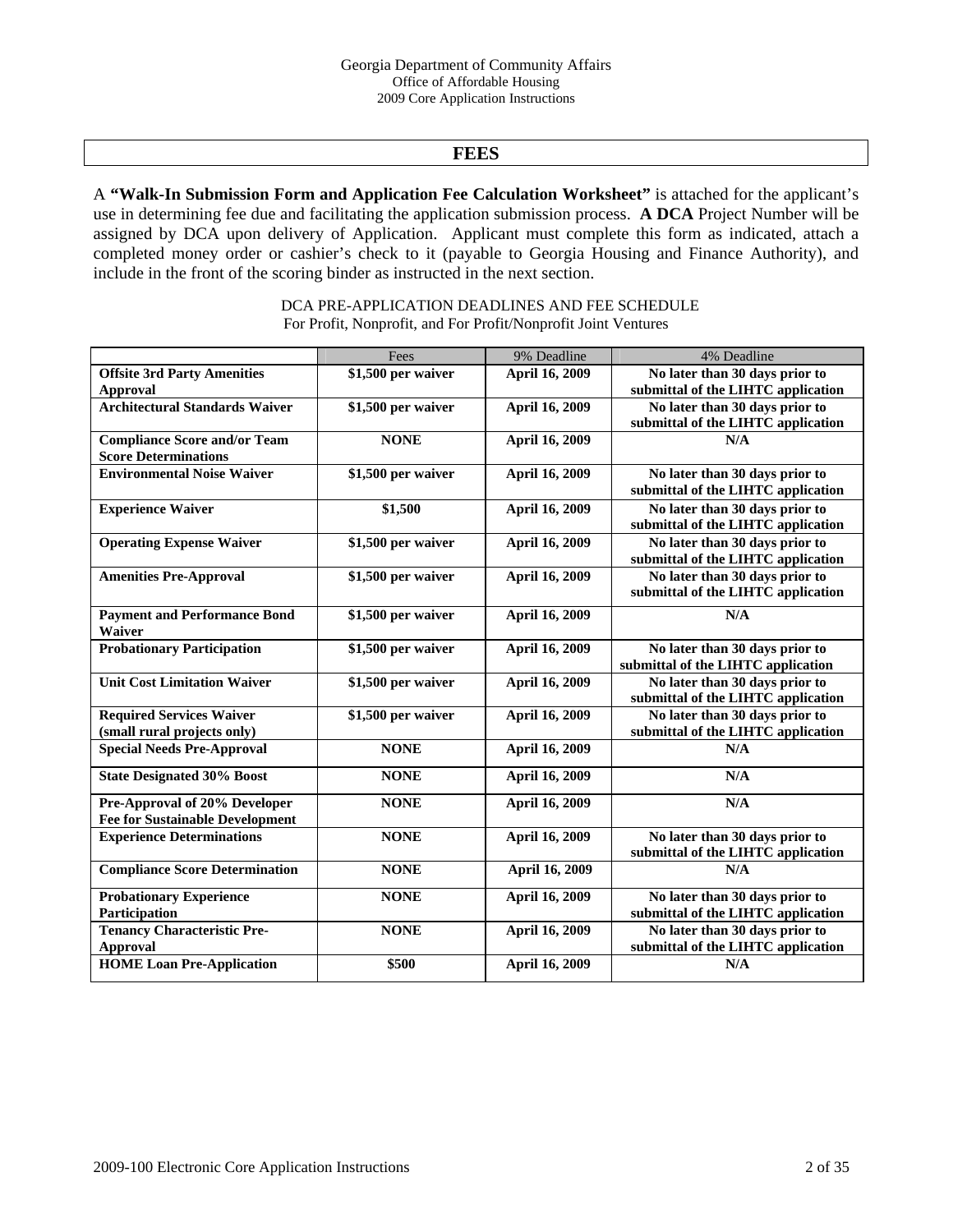## FEES

A **"Walk-In Submission Form and Application Fee Calculation Worksheet"** is attached for the applicant's use in determining fee due and facilitating the application submission process. **A DCA** Project Number will be assigned by DCA upon delivery of Application. Applicant must complete this form as indicated, attach a completed money order or cashier's check to it (payable to Georgia Housing and Finance Authority), and include in the front of the scoring binder as instructed in the next section.

DCA PRE-APPLICATION DEADLINES AND FEE SCHEDULE
For Profit, Nonprofit, and For Profit/Nonprofit Joint Ventures

| | Fees | 9% Deadline | 4% Deadline |
|---|---|---|---|
| **Offsite 3rd Party Amenities Approval** | **$1,500 per waiver** | **April 16, 2009** | **No later than 30 days prior to submittal of the LIHTC application** |
| **Architectural Standards Waiver** | **$1,500 per waiver** | **April 16, 2009** | **No later than 30 days prior to submittal of the LIHTC application** |
| **Compliance Score and/or Team Score Determinations** | **NONE** | **April 16, 2009** | **N/A** |
| **Environmental Noise Waiver** | **$1,500 per waiver** | **April 16, 2009** | **No later than 30 days prior to submittal of the LIHTC application** |
| **Experience Waiver** | **$1,500** | **April 16, 2009** | **No later than 30 days prior to submittal of the LIHTC application** |
| **Operating Expense Waiver** | **$1,500 per waiver** | **April 16, 2009** | **No later than 30 days prior to submittal of the LIHTC application** |
| **Amenities Pre-Approval** | **$1,500 per waiver** | **April 16, 2009** | **No later than 30 days prior to submittal of the LIHTC application** |
| **Payment and Performance Bond Waiver** | **$1,500 per waiver** | **April 16, 2009** | **N/A** |
| **Probationary Participation** | **$1,500 per waiver** | **April 16, 2009** | **No later than 30 days prior to submittal of the LIHTC application** |
| **Unit Cost Limitation Waiver** | **$1,500 per waiver** | **April 16, 2009** | **No later than 30 days prior to submittal of the LIHTC application** |
| **Required Services Waiver (small rural projects only)** | **$1,500 per waiver** | **April 16, 2009** | **No later than 30 days prior to submittal of the LIHTC application** |
| **Special Needs Pre-Approval** | **NONE** | **April 16, 2009** | **N/A** |
| **State Designated 30% Boost** | **NONE** | **April 16, 2009** | **N/A** |
| **Pre-Approval of 20% Developer Fee for Sustainable Development** | **NONE** | **April 16, 2009** | **N/A** |
| **Experience Determinations** | **NONE** | **April 16, 2009** | **No later than 30 days prior to submittal of the LIHTC application** |
| **Compliance Score Determination** | **NONE** | **April 16, 2009** | **N/A** |
| **Probationary Experience Participation** | **NONE** | **April 16, 2009** | **No later than 30 days prior to submittal of the LIHTC application** |
| **Tenancy Characteristic Pre-Approval** | **NONE** | **April 16, 2009** | **No later than 30 days prior to submittal of the LIHTC application** |
| **HOME Loan Pre-Application** | **$500** | **April 16, 2009** | **N/A** |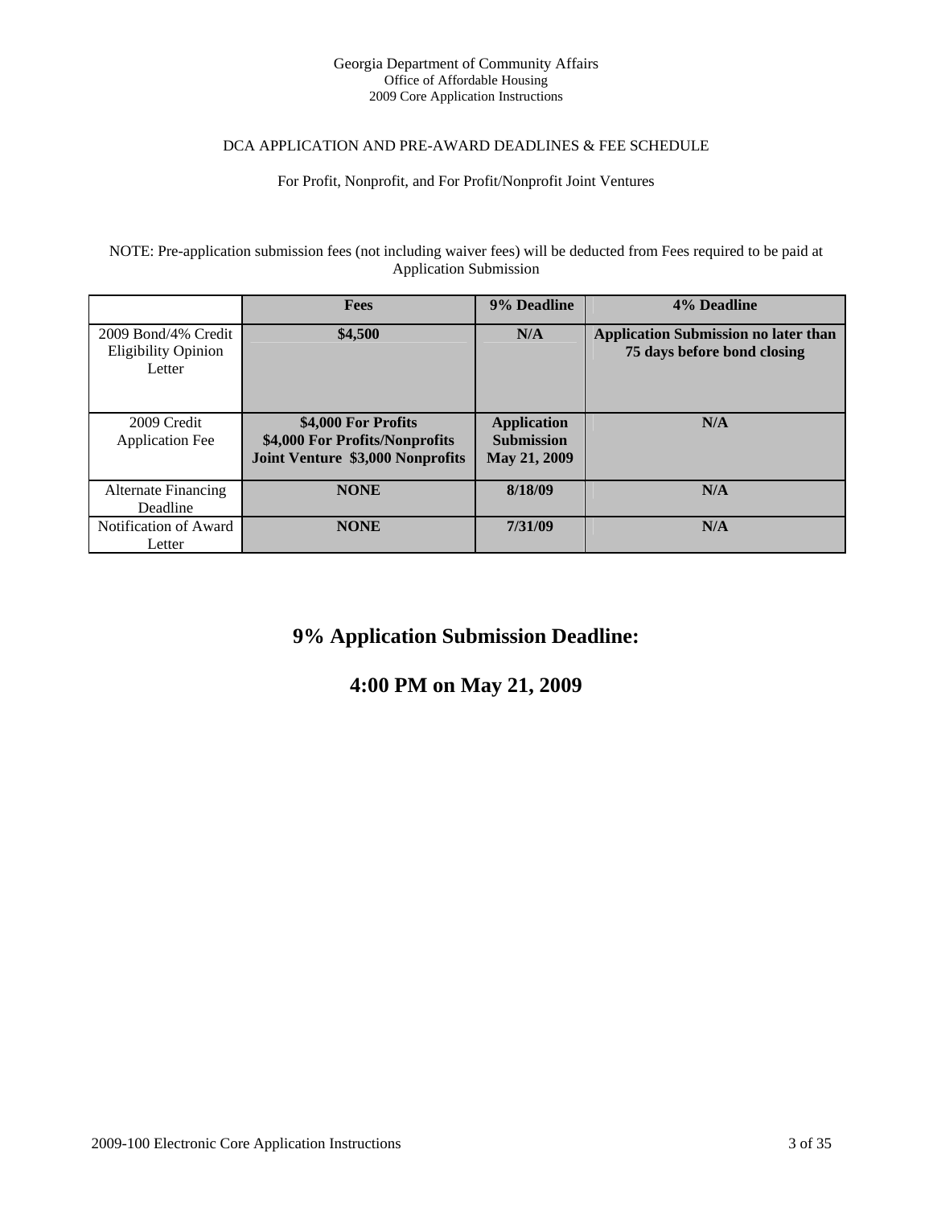DCA APPLICATION AND PRE-AWARD DEADLINES & FEE SCHEDULE

For Profit, Nonprofit, and For Profit/Nonprofit Joint Ventures

NOTE: Pre-application submission fees (not including waiver fees) will be deducted from Fees required to be paid at Application Submission

| | Fees | 9% Deadline | 4% Deadline |
|---|---|---|---|
| 2009 Bond/4% Credit Eligibility Opinion Letter | **$4,500** | **N/A** | **Application Submission no later than 75 days before bond closing** |
| 2009 Credit Application Fee | **$4,000 For Profits<br>$4,000 For Profits/Nonprofits Joint Venture $3,000 Nonprofits** | **Application Submission May 21, 2009** | **N/A** |
| Alternate Financing Deadline | **NONE** | **8/18/09** | **N/A** |
| Notification of Award Letter | **NONE** | **7/31/09** | **N/A** |

## 9% Application Submission Deadline:

## 4:00 PM on May 21, 2009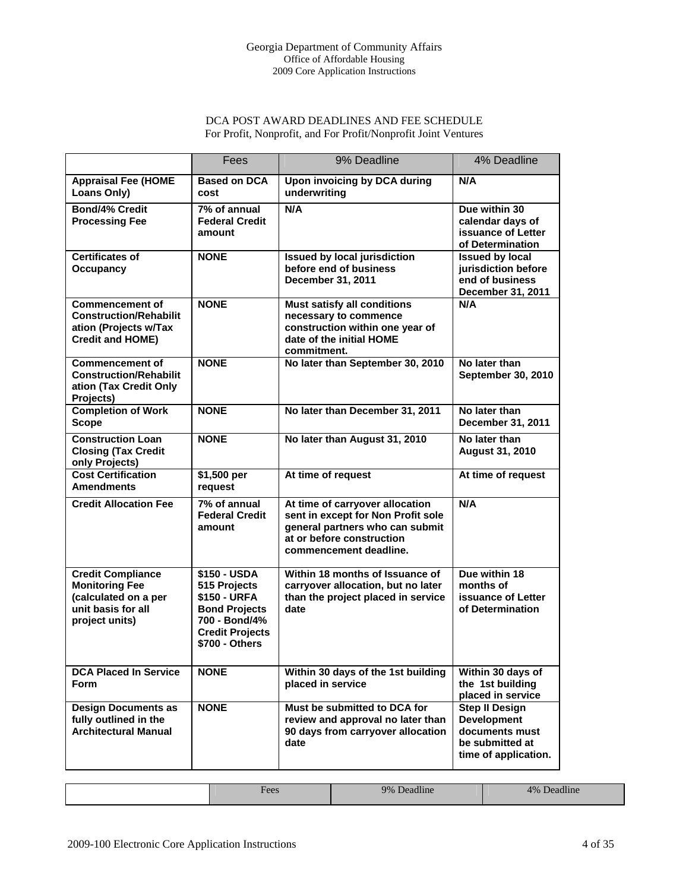DCA POST AWARD DEADLINES AND FEE SCHEDULE
For Profit, Nonprofit, and For Profit/Nonprofit Joint Ventures

| | Fees | 9% Deadline | 4% Deadline |
|---|---|---|---|
| **Appraisal Fee (HOME Loans Only)** | **Based on DCA cost** | **Upon invoicing by DCA during underwriting** | **N/A** |
| **Bond/4% Credit Processing Fee** | **7% of annual Federal Credit amount** | **N/A** | **Due within 30 calendar days of issuance of Letter of Determination** |
| **Certificates of Occupancy** | **NONE** | **Issued by local jurisdiction before end of business December 31, 2011** | **Issued by local jurisdiction before end of business December 31, 2011** |
| **Commencement of Construction/Rehabilitation (Projects w/Tax Credit and HOME)** | **NONE** | **Must satisfy all conditions necessary to commence construction within one year of date of the initial HOME commitment.** | **N/A** |
| **Commencement of Construction/Rehabilitation (Tax Credit Only Projects)** | **NONE** | **No later than September 30, 2010** | **No later than September 30, 2010** |
| **Completion of Work Scope** | **NONE** | **No later than December 31, 2011** | **No later than December 31, 2011** |
| **Construction Loan Closing (Tax Credit only Projects)** | **NONE** | **No later than August 31, 2010** | **No later than August 31, 2010** |
| **Cost Certification Amendments** | **$1,500 per request** | **At time of request** | **At time of request** |
| **Credit Allocation Fee** | **7% of annual Federal Credit amount** | **At time of carryover allocation sent in except for Non Profit sole general partners who can submit at or before construction commencement deadline.** | **N/A** |
| **Credit Compliance Monitoring Fee (calculated on a per unit basis for all project units)** | **$150 - USDA 515 Projects $150 - URFA Bond Projects 700 - Bond/4% Credit Projects $700 - Others** | **Within 18 months of Issuance of carryover allocation, but no later than the project placed in service date** | **Due within 18 months of issuance of Letter of Determination** |
| **DCA Placed In Service Form** | **NONE** | **Within 30 days of the 1st building placed in service** | **Within 30 days of the 1st building placed in service** |
| **Design Documents as fully outlined in the Architectural Manual** | **NONE** | **Must be submitted to DCA for review and approval no later than 90 days from carryover allocation date** | **Step II Design Development documents must be submitted at time of application.** |

| | Fees | 9% Deadline | 4% Deadline |
|---|---|---|---|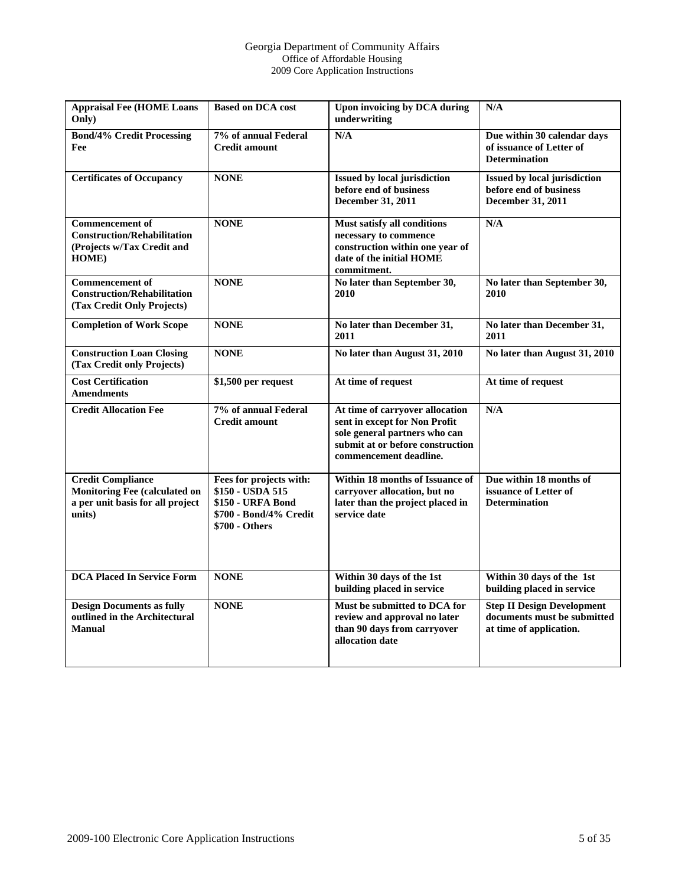| **Appraisal Fee (HOME Loans Only)** | **Based on DCA cost** | **Upon invoicing by DCA during underwriting** | **N/A** |
|---|---|---|---|
| **Bond/4% Credit Processing Fee** | **7% of annual Federal Credit amount** | **N/A** | **Due within 30 calendar days of issuance of Letter of Determination** |
| **Certificates of Occupancy** | **NONE** | **Issued by local jurisdiction before end of business December 31, 2011** | **Issued by local jurisdiction before end of business December 31, 2011** |
| **Commencement of Construction/Rehabilitation (Projects w/Tax Credit and HOME)** | **NONE** | **Must satisfy all conditions necessary to commence construction within one year of date of the initial HOME commitment.** | **N/A** |
| **Commencement of Construction/Rehabilitation (Tax Credit Only Projects)** | **NONE** | **No later than September 30, 2010** | **No later than September 30, 2010** |
| **Completion of Work Scope** | **NONE** | **No later than December 31, 2011** | **No later than December 31, 2011** |
| **Construction Loan Closing (Tax Credit only Projects)** | **NONE** | **No later than August 31, 2010** | **No later than August 31, 2010** |
| **Cost Certification Amendments** | **$1,500 per request** | **At time of request** | **At time of request** |
| **Credit Allocation Fee** | **7% of annual Federal Credit amount** | **At time of carryover allocation sent in except for Non Profit sole general partners who can submit at or before construction commencement deadline.** | **N/A** |
| **Credit Compliance Monitoring Fee (calculated on a per unit basis for all project units)** | **Fees for projects with:<br>$150 - USDA 515<br>$150 - URFA Bond<br>$700 - Bond/4% Credit<br>$700 - Others** | **Within 18 months of Issuance of carryover allocation, but no later than the project placed in service date** | **Due within 18 months of issuance of Letter of Determination** |
| **DCA Placed In Service Form** | **NONE** | **Within 30 days of the 1st building placed in service** | **Within 30 days of the 1st building placed in service** |
| **Design Documents as fully outlined in the Architectural Manual** | **NONE** | **Must be submitted to DCA for review and approval no later than 90 days from carryover allocation date** | **Step II Design Development documents must be submitted at time of application.** |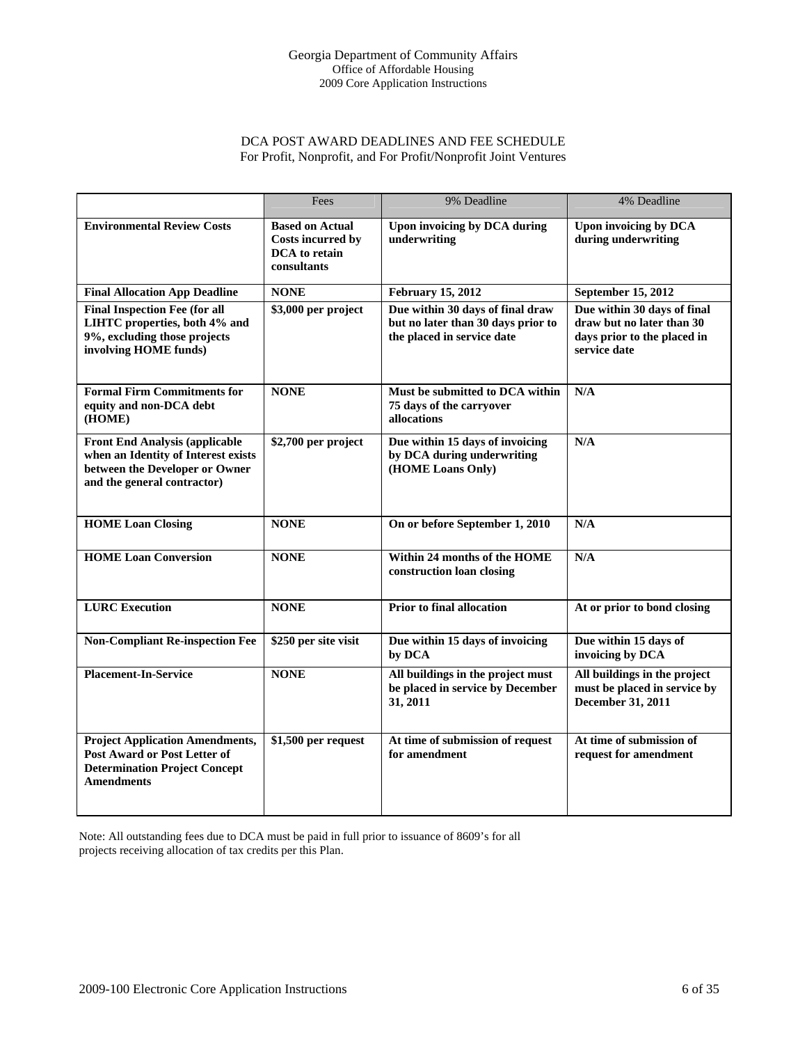## DCA POST AWARD DEADLINES AND FEE SCHEDULE

For Profit, Nonprofit, and For Profit/Nonprofit Joint Ventures

| | Fees | 9% Deadline | 4% Deadline |
|---|---|---|---|
| **Environmental Review Costs** | **Based on Actual Costs incurred by DCA to retain consultants** | **Upon invoicing by DCA during underwriting** | **Upon invoicing by DCA during underwriting** |
| **Final Allocation App Deadline** | **NONE** | **February 15, 2012** | **September 15, 2012** |
| **Final Inspection Fee (for all LIHTC properties, both 4% and 9%, excluding those projects involving HOME funds)** | **$3,000 per project** | **Due within 30 days of final draw but no later than 30 days prior to the placed in service date** | **Due within 30 days of final draw but no later than 30 days prior to the placed in service date** |
| **Formal Firm Commitments for equity and non-DCA debt (HOME)** | **NONE** | **Must be submitted to DCA within 75 days of the carryover allocations** | **N/A** |
| **Front End Analysis (applicable when an Identity of Interest exists between the Developer or Owner and the general contractor)** | **$2,700 per project** | **Due within 15 days of invoicing by DCA during underwriting (HOME Loans Only)** | **N/A** |
| **HOME Loan Closing** | **NONE** | **On or before September 1, 2010** | **N/A** |
| **HOME Loan Conversion** | **NONE** | **Within 24 months of the HOME construction loan closing** | **N/A** |
| **LURC Execution** | **NONE** | **Prior to final allocation** | **At or prior to bond closing** |
| **Non-Compliant Re-inspection Fee** | **$250 per site visit** | **Due within 15 days of invoicing by DCA** | **Due within 15 days of invoicing by DCA** |
| **Placement-In-Service** | **NONE** | **All buildings in the project must be placed in service by December 31, 2011** | **All buildings in the project must be placed in service by December 31, 2011** |
| **Project Application Amendments, Post Award or Post Letter of Determination Project Concept Amendments** | **$1,500 per request** | **At time of submission of request for amendment** | **At time of submission of request for amendment** |

Note: All outstanding fees due to DCA must be paid in full prior to issuance of 8609's for all projects receiving allocation of tax credits per this Plan.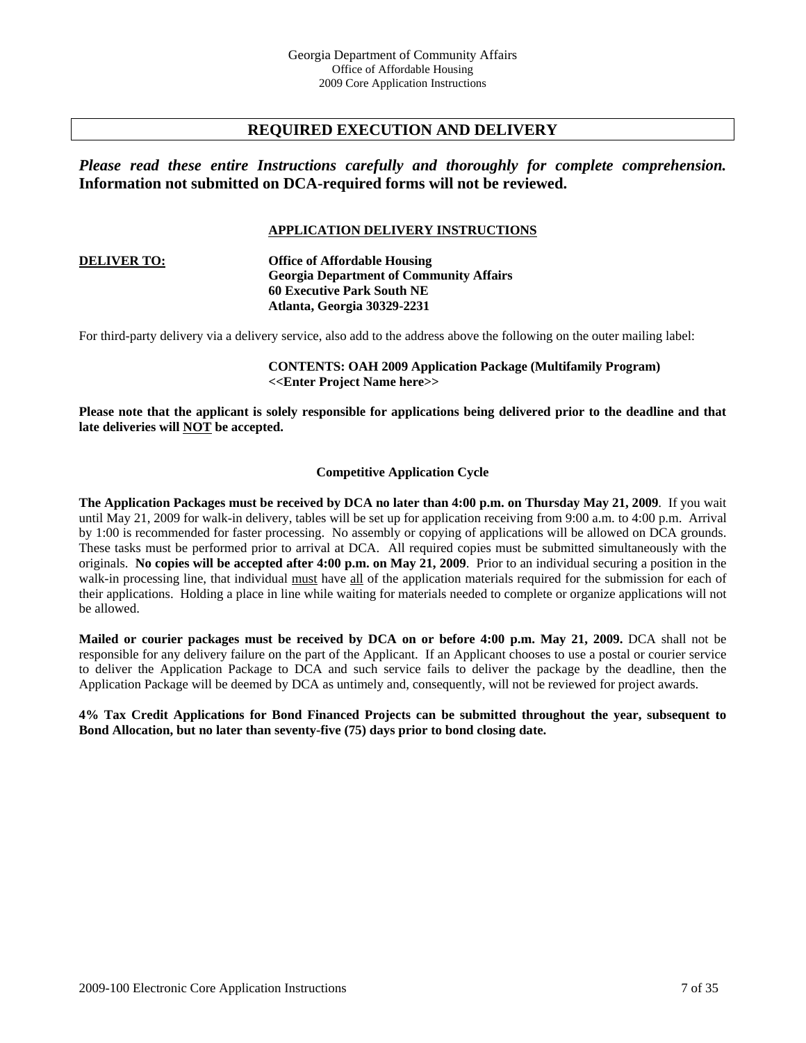## REQUIRED EXECUTION AND DELIVERY

***Please read these entire Instructions carefully and thoroughly for complete comprehension.*** **Information not submitted on DCA-required forms will not be reviewed.**

### APPLICATION DELIVERY INSTRUCTIONS

**DELIVER TO:**

**Office of Affordable Housing**
**Georgia Department of Community Affairs**
**60 Executive Park South NE**
**Atlanta, Georgia 30329-2231**

For third-party delivery via a delivery service, also add to the address above the following on the outer mailing label:

**CONTENTS: OAH 2009 Application Package (Multifamily Program)**
**<<Enter Project Name here>>**

**Please note that the applicant is solely responsible for applications being delivered prior to the deadline and that late deliveries will NOT be accepted.**

### Competitive Application Cycle

**The Application Packages must be received by DCA no later than 4:00 p.m. on Thursday May 21, 2009**. If you wait until May 21, 2009 for walk-in delivery, tables will be set up for application receiving from 9:00 a.m. to 4:00 p.m. Arrival by 1:00 is recommended for faster processing. No assembly or copying of applications will be allowed on DCA grounds. These tasks must be performed prior to arrival at DCA. All required copies must be submitted simultaneously with the originals. **No copies will be accepted after 4:00 p.m. on May 21, 2009**. Prior to an individual securing a position in the walk-in processing line, that individual must have all of the application materials required for the submission for each of their applications. Holding a place in line while waiting for materials needed to complete or organize applications will not be allowed.

**Mailed or courier packages must be received by DCA on or before 4:00 p.m. May 21, 2009.** DCA shall not be responsible for any delivery failure on the part of the Applicant. If an Applicant chooses to use a postal or courier service to deliver the Application Package to DCA and such service fails to deliver the package by the deadline, then the Application Package will be deemed by DCA as untimely and, consequently, will not be reviewed for project awards.

**4% Tax Credit Applications for Bond Financed Projects can be submitted throughout the year, subsequent to Bond Allocation, but no later than seventy-five (75) days prior to bond closing date.**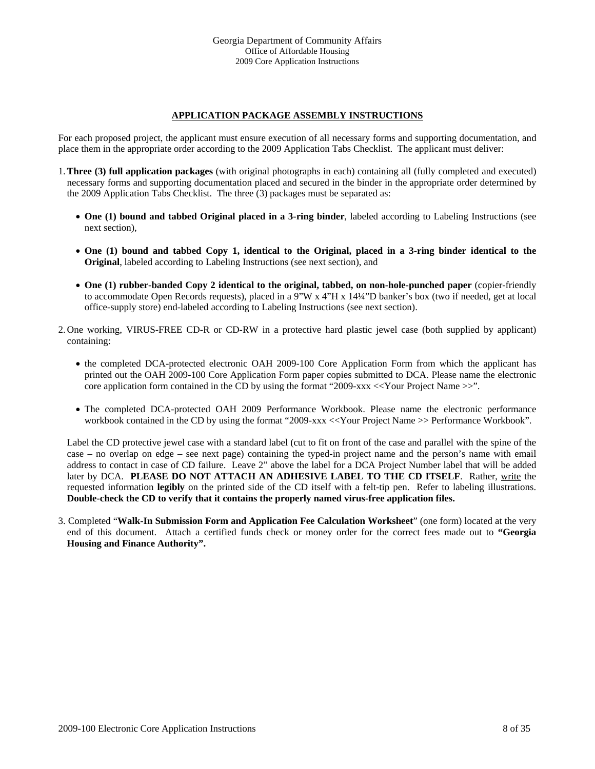## APPLICATION PACKAGE ASSEMBLY INSTRUCTIONS

For each proposed project, the applicant must ensure execution of all necessary forms and supporting documentation, and place them in the appropriate order according to the 2009 Application Tabs Checklist. The applicant must deliver:

1. **Three (3) full application packages** (with original photographs in each) containing all (fully completed and executed) necessary forms and supporting documentation placed and secured in the binder in the appropriate order determined by the 2009 Application Tabs Checklist. The three (3) packages must be separated as:

   - **One (1) bound and tabbed Original placed in a 3-ring binder**, labeled according to Labeling Instructions (see next section),

   - **One (1) bound and tabbed Copy 1, identical to the Original, placed in a 3-ring binder identical to the Original**, labeled according to Labeling Instructions (see next section), and

   - **One (1) rubber-banded Copy 2 identical to the original, tabbed, on non-hole-punched paper** (copier-friendly to accommodate Open Records requests), placed in a 9"W x 4"H x 14¼"D banker's box (two if needed, get at local office-supply store) end-labeled according to Labeling Instructions (see next section).

2. One <u>working</u>, VIRUS-FREE CD-R or CD-RW in a protective hard plastic jewel case (both supplied by applicant) containing:

   - the completed DCA-protected electronic OAH 2009-100 Core Application Form from which the applicant has printed out the OAH 2009-100 Core Application Form paper copies submitted to DCA. Please name the electronic core application form contained in the CD by using the format "2009-xxx <<Your Project Name >>".

   - The completed DCA-protected OAH 2009 Performance Workbook. Please name the electronic performance workbook contained in the CD by using the format "2009-xxx <<Your Project Name >> Performance Workbook".

   Label the CD protective jewel case with a standard label (cut to fit on front of the case and parallel with the spine of the case – no overlap on edge – see next page) containing the typed-in project name and the person's name with email address to contact in case of CD failure. Leave 2" above the label for a DCA Project Number label that will be added later by DCA. **PLEASE DO NOT ATTACH AN ADHESIVE LABEL TO THE CD ITSELF**. Rather, <u>write</u> the requested information **legibly** on the printed side of the CD itself with a felt-tip pen. Refer to labeling illustrations. **Double-check the CD to verify that it contains the properly named virus-free application files.**

3. Completed "**Walk-In Submission Form and Application Fee Calculation Worksheet**" (one form) located at the very end of this document. Attach a certified funds check or money order for the correct fees made out to **"Georgia Housing and Finance Authority".**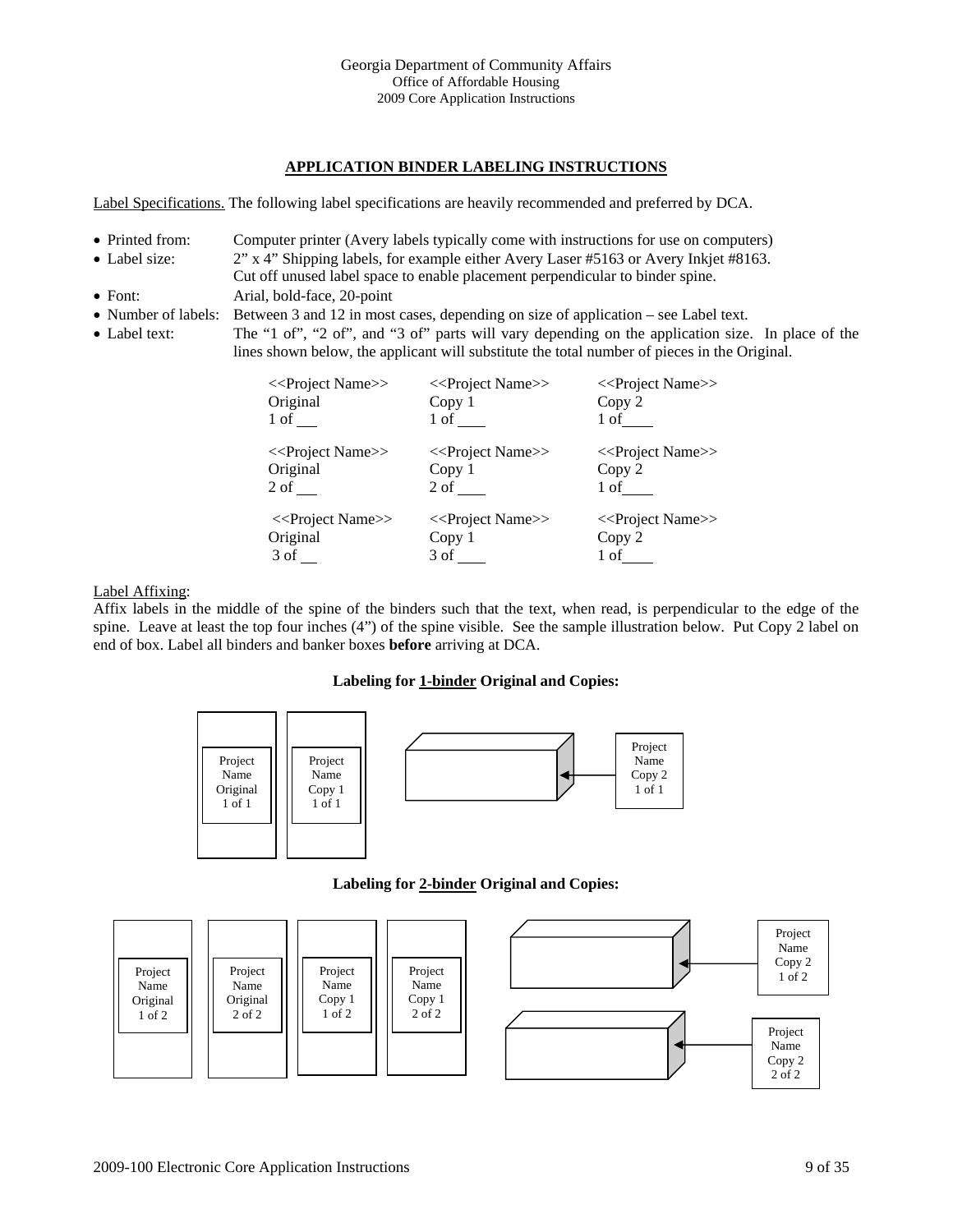## APPLICATION BINDER LABELING INSTRUCTIONS

Label Specifications. The following label specifications are heavily recommended and preferred by DCA.

- Printed from: Computer printer (Avery labels typically come with instructions for use on computers)
- Label size: 2" x 4" Shipping labels, for example either Avery Laser #5163 or Avery Inkjet #8163. Cut off unused label space to enable placement perpendicular to binder spine.
- Font: Arial, bold-face, 20-point
- Number of labels: Between 3 and 12 in most cases, depending on size of application – see Label text.
- Label text: The "1 of", "2 of", and "3 of" parts will vary depending on the application size. In place of the lines shown below, the applicant will substitute the total number of pieces in the Original.

| | | |
|---|---|---|
| <<Project Name>><br>Original<br>1 of ___ | <<Project Name>><br>Copy 1<br>1 of ___ | <<Project Name>><br>Copy 2<br>1 of___ |
| <<Project Name>><br>Original<br>2 of ___ | <<Project Name>><br>Copy 1<br>2 of ___ | <<Project Name>><br>Copy 2<br>1 of___ |
| <<Project Name>><br>Original<br>3 of ___ | <<Project Name>><br>Copy 1<br>3 of ___ | <<Project Name>><br>Copy 2<br>1 of___ |

Label Affixing:

Affix labels in the middle of the spine of the binders such that the text, when read, is perpendicular to the edge of the spine. Leave at least the top four inches (4") of the spine visible. See the sample illustration below. Put Copy 2 label on end of box. Label all binders and banker boxes **before** arriving at DCA.

**Labeling for 1-binder Original and Copies:**

Project Name Original 1 of 1 | Project Name Copy 1 1 of 1 | Project Name Copy 2 1 of 1

**Labeling for 2-binder Original and Copies:**

Project Name Original 1 of 2 | Project Name Original 2 of 2 | Project Name Copy 1 1 of 2 | Project Name Copy 1 2 of 2 | Project Name Copy 2 1 of 2 | Project Name Copy 2 2 of 2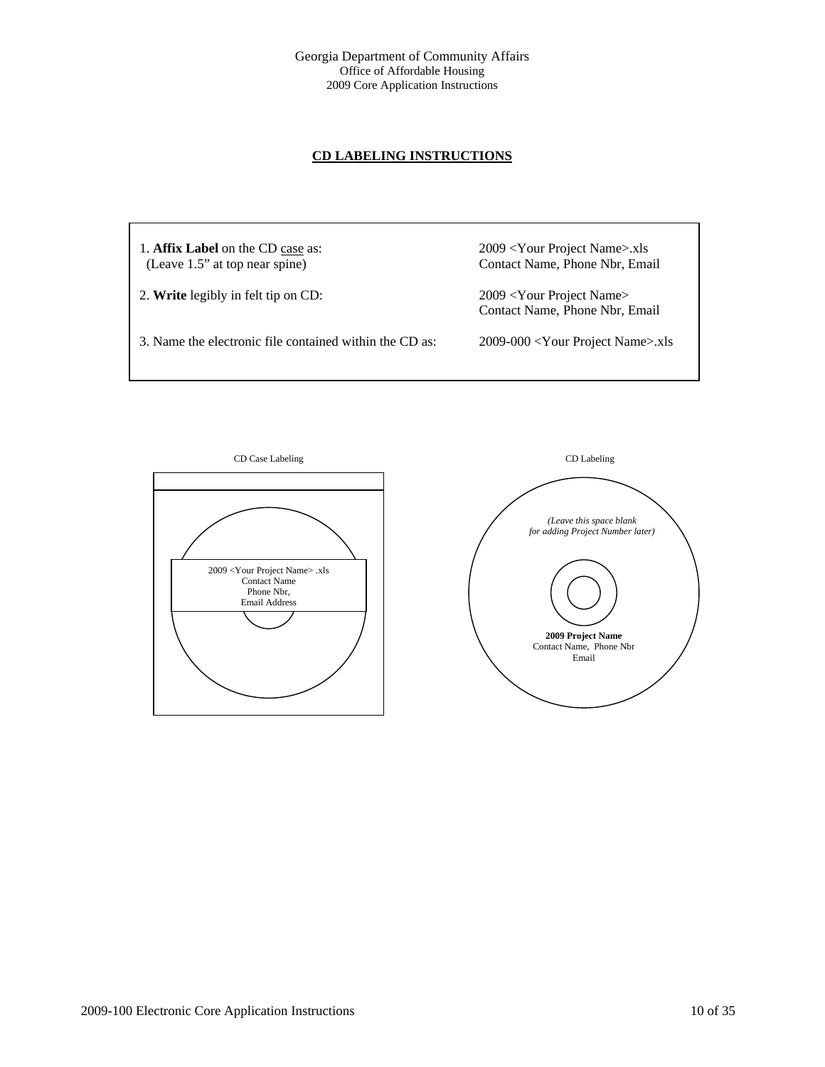## CD LABELING INSTRUCTIONS

| | |
|---|---|
| 1. **Affix Label** on the CD case as: (Leave 1.5" at top near spine) | 2009 <Your Project Name>.xls Contact Name, Phone Nbr, Email |
| 2. **Write** legibly in felt tip on CD: | 2009 <Your Project Name> Contact Name, Phone Nbr, Email |
| 3. Name the electronic file contained within the CD as: | 2009-000 <Your Project Name>.xls |

CD Case Labeling

2009 <Your Project Name> .xls
Contact Name
Phone Nbr,
Email Address

CD Labeling

*(Leave this space blank for adding Project Number later)*

**2009 Project Name**
Contact Name, Phone Nbr
Email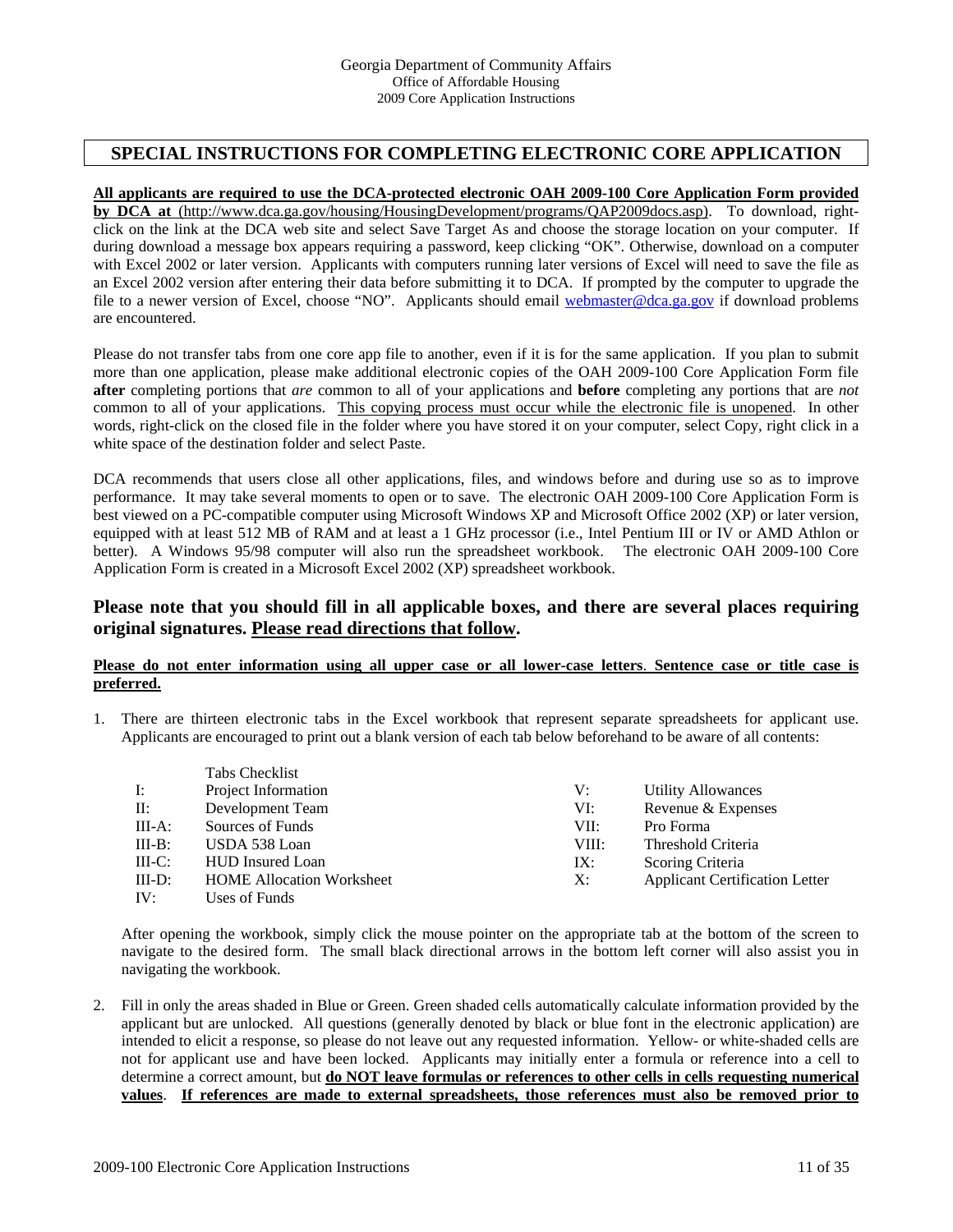## SPECIAL INSTRUCTIONS FOR COMPLETING ELECTRONIC CORE APPLICATION

**All applicants are required to use the DCA-protected electronic OAH 2009-100 Core Application Form provided by DCA at** (http://www.dca.ga.gov/housing/HousingDevelopment/programs/QAP2009docs.asp). To download, right-click on the link at the DCA web site and select Save Target As and choose the storage location on your computer. If during download a message box appears requiring a password, keep clicking "OK". Otherwise, download on a computer with Excel 2002 or later version. Applicants with computers running later versions of Excel will need to save the file as an Excel 2002 version after entering their data before submitting it to DCA. If prompted by the computer to upgrade the file to a newer version of Excel, choose "NO". Applicants should email webmaster@dca.ga.gov if download problems are encountered.

Please do not transfer tabs from one core app file to another, even if it is for the same application. If you plan to submit more than one application, please make additional electronic copies of the OAH 2009-100 Core Application Form file **after** completing portions that *are* common to all of your applications and **before** completing any portions that are *not* common to all of your applications. This copying process must occur while the electronic file is unopened. In other words, right-click on the closed file in the folder where you have stored it on your computer, select Copy, right click in a white space of the destination folder and select Paste.

DCA recommends that users close all other applications, files, and windows before and during use so as to improve performance. It may take several moments to open or to save. The electronic OAH 2009-100 Core Application Form is best viewed on a PC-compatible computer using Microsoft Windows XP and Microsoft Office 2002 (XP) or later version, equipped with at least 512 MB of RAM and at least a 1 GHz processor (i.e., Intel Pentium III or IV or AMD Athlon or better). A Windows 95/98 computer will also run the spreadsheet workbook. The electronic OAH 2009-100 Core Application Form is created in a Microsoft Excel 2002 (XP) spreadsheet workbook.

### Please note that you should fill in all applicable boxes, and there are several places requiring original signatures. Please read directions that follow.

**Please do not enter information using all upper case or all lower-case letters. Sentence case or title case is preferred.**

1. There are thirteen electronic tabs in the Excel workbook that represent separate spreadsheets for applicant use. Applicants are encouraged to print out a blank version of each tab below beforehand to be aware of all contents:

|  | Tabs Checklist |  |  |
|---|---|---|---|
| I: | Project Information | V: | Utility Allowances |
| II: | Development Team | VI: | Revenue & Expenses |
| III-A: | Sources of Funds | VII: | Pro Forma |
| III-B: | USDA 538 Loan | VIII: | Threshold Criteria |
| III-C: | HUD Insured Loan | IX: | Scoring Criteria |
| III-D: | HOME Allocation Worksheet | X: | Applicant Certification Letter |
| IV: | Uses of Funds |  |  |

   After opening the workbook, simply click the mouse pointer on the appropriate tab at the bottom of the screen to navigate to the desired form. The small black directional arrows in the bottom left corner will also assist you in navigating the workbook.

2. Fill in only the areas shaded in Blue or Green. Green shaded cells automatically calculate information provided by the applicant but are unlocked. All questions (generally denoted by black or blue font in the electronic application) are intended to elicit a response, so please do not leave out any requested information. Yellow- or white-shaded cells are not for applicant use and have been locked. Applicants may initially enter a formula or reference into a cell to determine a correct amount, but **do NOT leave formulas or references to other cells in cells requesting numerical values**. **If references are made to external spreadsheets, those references must also be removed prior to**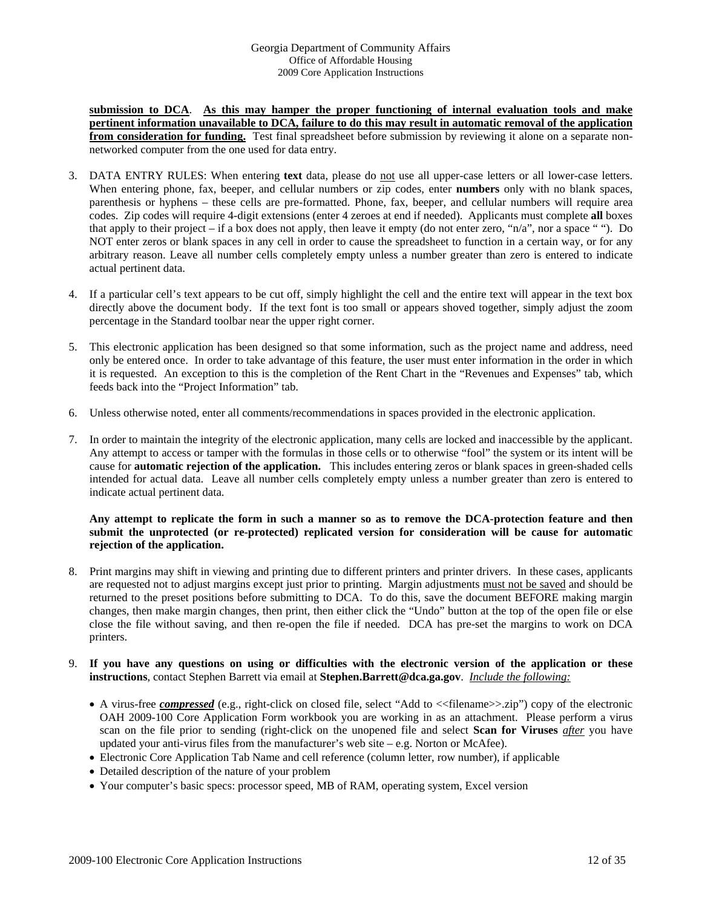**submission to DCA**. **As this may hamper the proper functioning of internal evaluation tools and make pertinent information unavailable to DCA, failure to do this may result in automatic removal of the application from consideration for funding.** Test final spreadsheet before submission by reviewing it alone on a separate non-networked computer from the one used for data entry.

3. DATA ENTRY RULES: When entering **text** data, please do not use all upper-case letters or all lower-case letters. When entering phone, fax, beeper, and cellular numbers or zip codes, enter **numbers** only with no blank spaces, parenthesis or hyphens – these cells are pre-formatted. Phone, fax, beeper, and cellular numbers will require area codes. Zip codes will require 4-digit extensions (enter 4 zeroes at end if needed). Applicants must complete **all** boxes that apply to their project – if a box does not apply, then leave it empty (do not enter zero, "n/a", nor a space " "). Do NOT enter zeros or blank spaces in any cell in order to cause the spreadsheet to function in a certain way, or for any arbitrary reason. Leave all number cells completely empty unless a number greater than zero is entered to indicate actual pertinent data.

4. If a particular cell's text appears to be cut off, simply highlight the cell and the entire text will appear in the text box directly above the document body. If the text font is too small or appears shoved together, simply adjust the zoom percentage in the Standard toolbar near the upper right corner.

5. This electronic application has been designed so that some information, such as the project name and address, need only be entered once. In order to take advantage of this feature, the user must enter information in the order in which it is requested. An exception to this is the completion of the Rent Chart in the "Revenues and Expenses" tab, which feeds back into the "Project Information" tab.

6. Unless otherwise noted, enter all comments/recommendations in spaces provided in the electronic application.

7. In order to maintain the integrity of the electronic application, many cells are locked and inaccessible by the applicant. Any attempt to access or tamper with the formulas in those cells or to otherwise "fool" the system or its intent will be cause for **automatic rejection of the application.** This includes entering zeros or blank spaces in green-shaded cells intended for actual data. Leave all number cells completely empty unless a number greater than zero is entered to indicate actual pertinent data.

   **Any attempt to replicate the form in such a manner so as to remove the DCA-protection feature and then submit the unprotected (or re-protected) replicated version for consideration will be cause for automatic rejection of the application.**

8. Print margins may shift in viewing and printing due to different printers and printer drivers. In these cases, applicants are requested not to adjust margins except just prior to printing. Margin adjustments must not be saved and should be returned to the preset positions before submitting to DCA. To do this, save the document BEFORE making margin changes, then make margin changes, then print, then either click the "Undo" button at the top of the open file or else close the file without saving, and then re-open the file if needed. DCA has pre-set the margins to work on DCA printers.

9. **If you have any questions on using or difficulties with the electronic version of the application or these instructions**, contact Stephen Barrett via email at **Stephen.Barrett@dca.ga.gov**. *Include the following:*

   - A virus-free ***compressed*** (e.g., right-click on closed file, select "Add to <<filename>>.zip") copy of the electronic OAH 2009-100 Core Application Form workbook you are working in as an attachment. Please perform a virus scan on the file prior to sending (right-click on the unopened file and select **Scan for Viruses** *after* you have updated your anti-virus files from the manufacturer's web site – e.g. Norton or McAfee).
   - Electronic Core Application Tab Name and cell reference (column letter, row number), if applicable
   - Detailed description of the nature of your problem
   - Your computer's basic specs: processor speed, MB of RAM, operating system, Excel version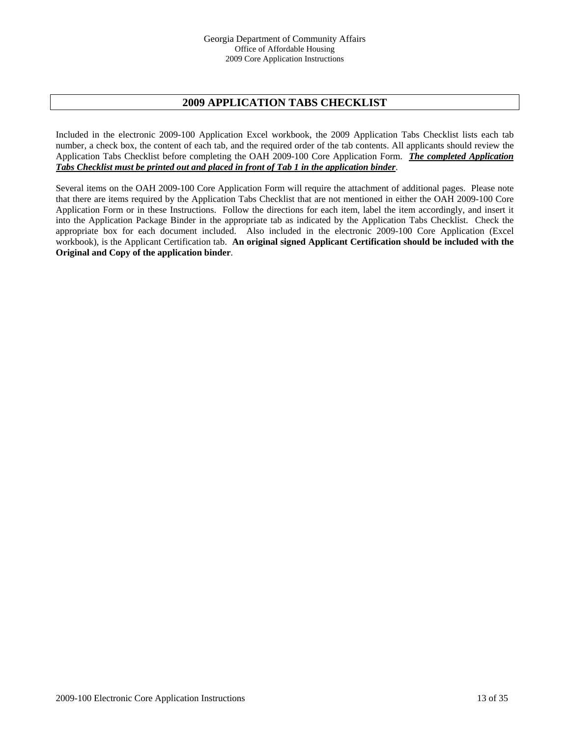## 2009 APPLICATION TABS CHECKLIST

Included in the electronic 2009-100 Application Excel workbook, the 2009 Application Tabs Checklist lists each tab number, a check box, the content of each tab, and the required order of the tab contents. All applicants should review the Application Tabs Checklist before completing the OAH 2009-100 Core Application Form. ***The completed Application Tabs Checklist must be printed out and placed in front of Tab 1 in the application binder***.

Several items on the OAH 2009-100 Core Application Form will require the attachment of additional pages. Please note that there are items required by the Application Tabs Checklist that are not mentioned in either the OAH 2009-100 Core Application Form or in these Instructions. Follow the directions for each item, label the item accordingly, and insert it into the Application Package Binder in the appropriate tab as indicated by the Application Tabs Checklist. Check the appropriate box for each document included. Also included in the electronic 2009-100 Core Application (Excel workbook), is the Applicant Certification tab. **An original signed Applicant Certification should be included with the Original and Copy of the application binder**.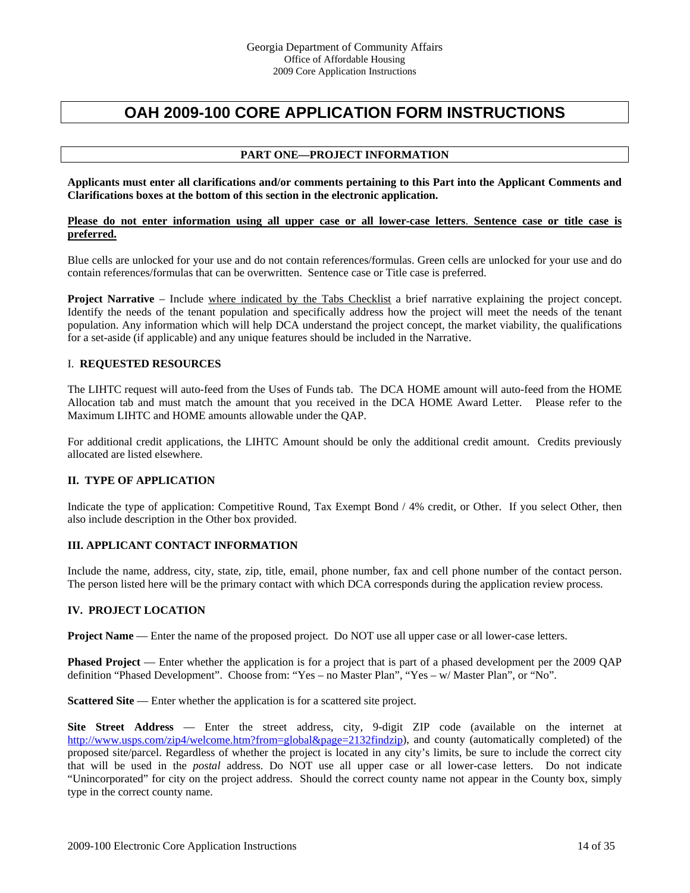# OAH 2009-100 CORE APPLICATION FORM INSTRUCTIONS

## PART ONE—PROJECT INFORMATION

**Applicants must enter all clarifications and/or comments pertaining to this Part into the Applicant Comments and Clarifications boxes at the bottom of this section in the electronic application.**

**Please do not enter information using all upper case or all lower-case letters. Sentence case or title case is preferred.**

Blue cells are unlocked for your use and do not contain references/formulas. Green cells are unlocked for your use and do contain references/formulas that can be overwritten. Sentence case or Title case is preferred.

**Project Narrative** – Include where indicated by the Tabs Checklist a brief narrative explaining the project concept. Identify the needs of the tenant population and specifically address how the project will meet the needs of the tenant population. Any information which will help DCA understand the project concept, the market viability, the qualifications for a set-aside (if applicable) and any unique features should be included in the Narrative.

### I. REQUESTED RESOURCES

The LIHTC request will auto-feed from the Uses of Funds tab. The DCA HOME amount will auto-feed from the HOME Allocation tab and must match the amount that you received in the DCA HOME Award Letter. Please refer to the Maximum LIHTC and HOME amounts allowable under the QAP.

For additional credit applications, the LIHTC Amount should be only the additional credit amount. Credits previously allocated are listed elsewhere.

### II. TYPE OF APPLICATION

Indicate the type of application: Competitive Round, Tax Exempt Bond / 4% credit, or Other. If you select Other, then also include description in the Other box provided.

### III. APPLICANT CONTACT INFORMATION

Include the name, address, city, state, zip, title, email, phone number, fax and cell phone number of the contact person. The person listed here will be the primary contact with which DCA corresponds during the application review process.

### IV. PROJECT LOCATION

**Project Name** — Enter the name of the proposed project. Do NOT use all upper case or all lower-case letters.

**Phased Project** — Enter whether the application is for a project that is part of a phased development per the 2009 QAP definition "Phased Development". Choose from: "Yes – no Master Plan", "Yes – w/ Master Plan", or "No".

**Scattered Site** — Enter whether the application is for a scattered site project.

**Site Street Address** — Enter the street address, city, 9-digit ZIP code (available on the internet at http://www.usps.com/zip4/welcome.htm?from=global&page=2132findzip), and county (automatically completed) of the proposed site/parcel. Regardless of whether the project is located in any city's limits, be sure to include the correct city that will be used in the *postal* address. Do NOT use all upper case or all lower-case letters. Do not indicate "Unincorporated" for city on the project address. Should the correct county name not appear in the County box, simply type in the correct county name.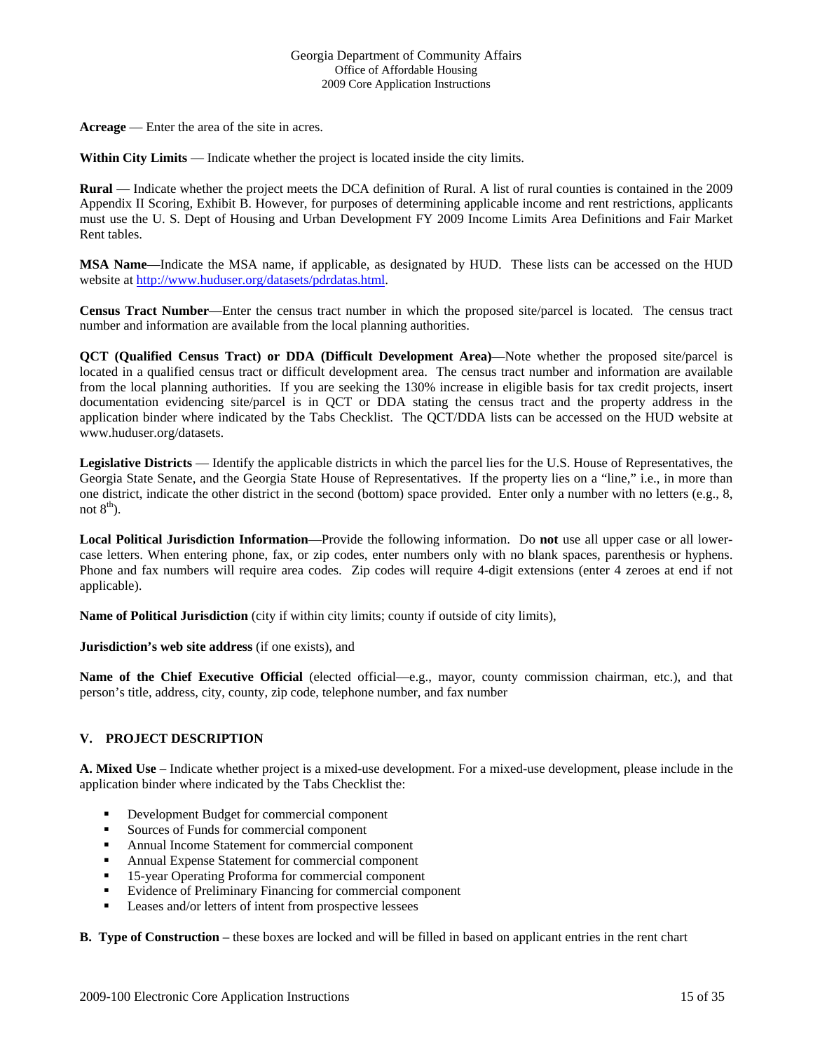**Acreage** — Enter the area of the site in acres.

**Within City Limits** — Indicate whether the project is located inside the city limits.

**Rural** — Indicate whether the project meets the DCA definition of Rural. A list of rural counties is contained in the 2009 Appendix II Scoring, Exhibit B. However, for purposes of determining applicable income and rent restrictions, applicants must use the U. S. Dept of Housing and Urban Development FY 2009 Income Limits Area Definitions and Fair Market Rent tables.

**MSA Name**—Indicate the MSA name, if applicable, as designated by HUD. These lists can be accessed on the HUD website at http://www.huduser.org/datasets/pdrdatas.html.

**Census Tract Number**—Enter the census tract number in which the proposed site/parcel is located. The census tract number and information are available from the local planning authorities.

**QCT (Qualified Census Tract) or DDA (Difficult Development Area)**—Note whether the proposed site/parcel is located in a qualified census tract or difficult development area. The census tract number and information are available from the local planning authorities. If you are seeking the 130% increase in eligible basis for tax credit projects, insert documentation evidencing site/parcel is in QCT or DDA stating the census tract and the property address in the application binder where indicated by the Tabs Checklist. The QCT/DDA lists can be accessed on the HUD website at www.huduser.org/datasets.

**Legislative Districts** — Identify the applicable districts in which the parcel lies for the U.S. House of Representatives, the Georgia State Senate, and the Georgia State House of Representatives. If the property lies on a "line," i.e., in more than one district, indicate the other district in the second (bottom) space provided. Enter only a number with no letters (e.g., 8, not 8th).

**Local Political Jurisdiction Information**—Provide the following information. Do **not** use all upper case or all lower-case letters. When entering phone, fax, or zip codes, enter numbers only with no blank spaces, parenthesis or hyphens. Phone and fax numbers will require area codes. Zip codes will require 4-digit extensions (enter 4 zeroes at end if not applicable).

**Name of Political Jurisdiction** (city if within city limits; county if outside of city limits),

**Jurisdiction's web site address** (if one exists), and

**Name of the Chief Executive Official** (elected official—e.g., mayor, county commission chairman, etc.), and that person's title, address, city, county, zip code, telephone number, and fax number

## V. PROJECT DESCRIPTION

**A. Mixed Use** – Indicate whether project is a mixed-use development. For a mixed-use development, please include in the application binder where indicated by the Tabs Checklist the:

- Development Budget for commercial component
- Sources of Funds for commercial component
- Annual Income Statement for commercial component
- Annual Expense Statement for commercial component
- 15-year Operating Proforma for commercial component
- Evidence of Preliminary Financing for commercial component
- Leases and/or letters of intent from prospective lessees

**B. Type of Construction –** these boxes are locked and will be filled in based on applicant entries in the rent chart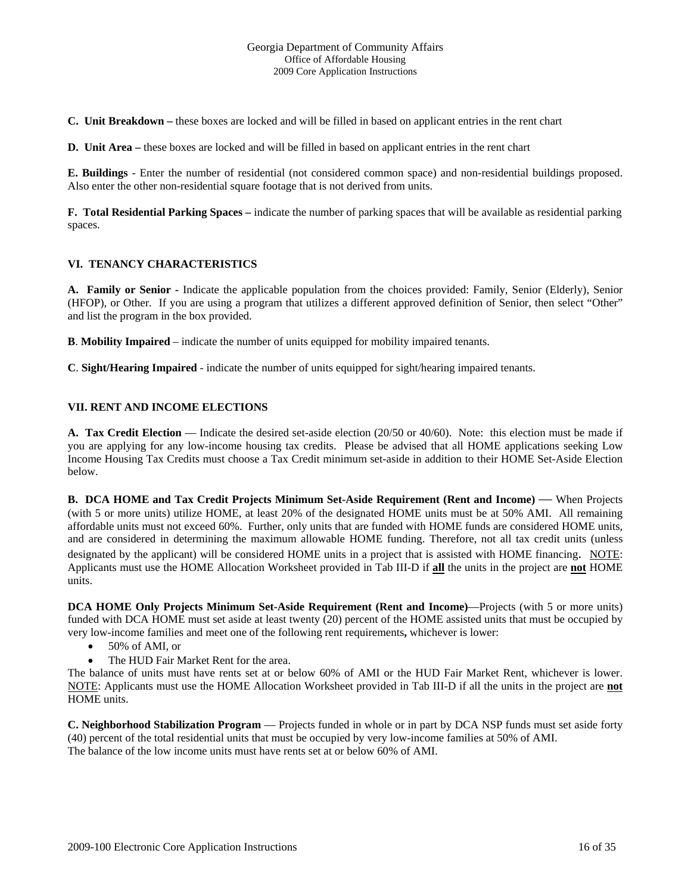**C. Unit Breakdown –** these boxes are locked and will be filled in based on applicant entries in the rent chart

**D. Unit Area –** these boxes are locked and will be filled in based on applicant entries in the rent chart

**E. Buildings** - Enter the number of residential (not considered common space) and non-residential buildings proposed. Also enter the other non-residential square footage that is not derived from units.

**F. Total Residential Parking Spaces –** indicate the number of parking spaces that will be available as residential parking spaces.

## VI. TENANCY CHARACTERISTICS

**A. Family or Senior -** Indicate the applicable population from the choices provided: Family, Senior (Elderly), Senior (HFOP), or Other. If you are using a program that utilizes a different approved definition of Senior, then select "Other" and list the program in the box provided.

**B**. **Mobility Impaired** – indicate the number of units equipped for mobility impaired tenants.

**C**. **Sight/Hearing Impaired** - indicate the number of units equipped for sight/hearing impaired tenants.

## VII. RENT AND INCOME ELECTIONS

**A. Tax Credit Election** — Indicate the desired set-aside election (20/50 or 40/60). Note: this election must be made if you are applying for any low-income housing tax credits. Please be advised that all HOME applications seeking Low Income Housing Tax Credits must choose a Tax Credit minimum set-aside in addition to their HOME Set-Aside Election below.

**B. DCA HOME and Tax Credit Projects Minimum Set-Aside Requirement (Rent and Income)** — When Projects (with 5 or more units) utilize HOME, at least 20% of the designated HOME units must be at 50% AMI. All remaining affordable units must not exceed 60%. Further, only units that are funded with HOME funds are considered HOME units, and are considered in determining the maximum allowable HOME funding. Therefore, not all tax credit units (unless designated by the applicant) will be considered HOME units in a project that is assisted with HOME financing. <u>NOTE</u>: Applicants must use the HOME Allocation Worksheet provided in Tab III-D if **<u>all</u>** the units in the project are **<u>not</u>** HOME units.

**DCA HOME Only Projects Minimum Set-Aside Requirement (Rent and Income)**—Projects (with 5 or more units) funded with DCA HOME must set aside at least twenty (20) percent of the HOME assisted units that must be occupied by very low-income families and meet one of the following rent requirements**,** whichever is lower:

- 50% of AMI, or
- The HUD Fair Market Rent for the area.

The balance of units must have rents set at or below 60% of AMI or the HUD Fair Market Rent, whichever is lower. <u>NOTE</u>: Applicants must use the HOME Allocation Worksheet provided in Tab III-D if all the units in the project are **<u>not</u>** HOME units.

**C. Neighborhood Stabilization Program** — Projects funded in whole or in part by DCA NSP funds must set aside forty (40) percent of the total residential units that must be occupied by very low-income families at 50% of AMI.
The balance of the low income units must have rents set at or below 60% of AMI.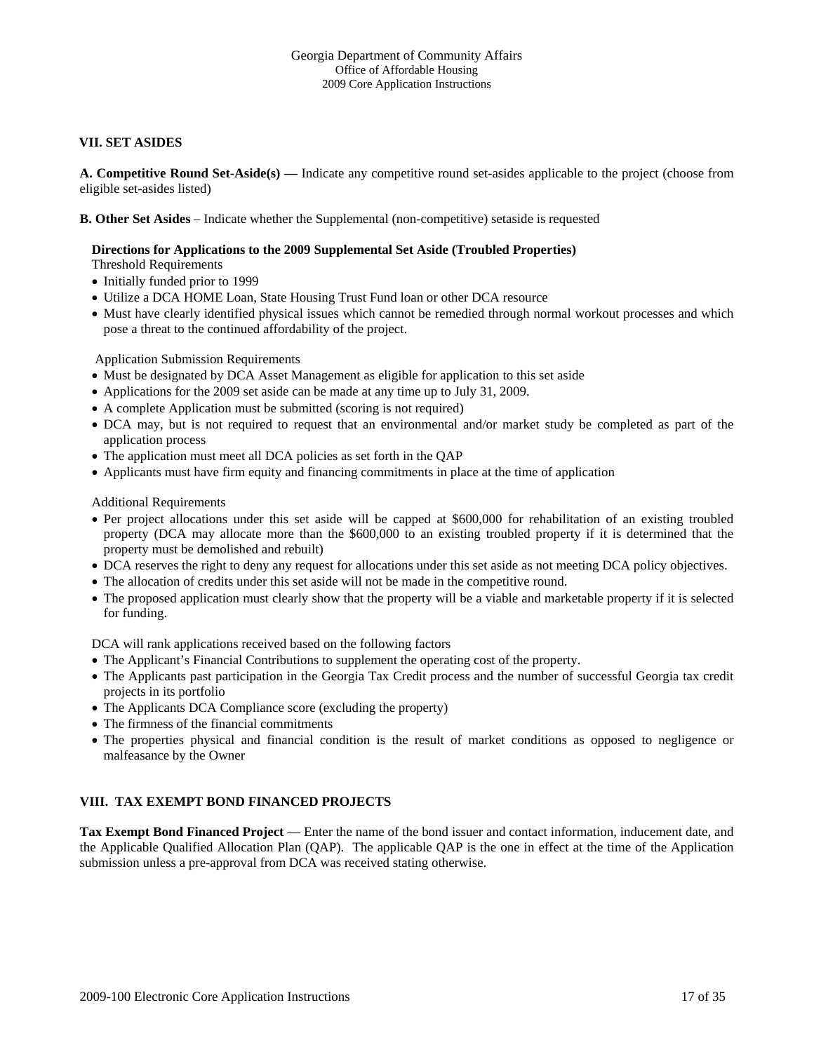## VII. SET ASIDES

**A. Competitive Round Set-Aside(s) —** Indicate any competitive round set-asides applicable to the project (choose from eligible set-asides listed)

**B. Other Set Asides** – Indicate whether the Supplemental (non-competitive) setaside is requested

**Directions for Applications to the 2009 Supplemental Set Aside (Troubled Properties)**

Threshold Requirements

- Initially funded prior to 1999
- Utilize a DCA HOME Loan, State Housing Trust Fund loan or other DCA resource
- Must have clearly identified physical issues which cannot be remedied through normal workout processes and which pose a threat to the continued affordability of the project.

Application Submission Requirements

- Must be designated by DCA Asset Management as eligible for application to this set aside
- Applications for the 2009 set aside can be made at any time up to July 31, 2009.
- A complete Application must be submitted (scoring is not required)
- DCA may, but is not required to request that an environmental and/or market study be completed as part of the application process
- The application must meet all DCA policies as set forth in the QAP
- Applicants must have firm equity and financing commitments in place at the time of application

Additional Requirements

- Per project allocations under this set aside will be capped at $600,000 for rehabilitation of an existing troubled property (DCA may allocate more than the $600,000 to an existing troubled property if it is determined that the property must be demolished and rebuilt)
- DCA reserves the right to deny any request for allocations under this set aside as not meeting DCA policy objectives.
- The allocation of credits under this set aside will not be made in the competitive round.
- The proposed application must clearly show that the property will be a viable and marketable property if it is selected for funding.

DCA will rank applications received based on the following factors

- The Applicant's Financial Contributions to supplement the operating cost of the property.
- The Applicants past participation in the Georgia Tax Credit process and the number of successful Georgia tax credit projects in its portfolio
- The Applicants DCA Compliance score (excluding the property)
- The firmness of the financial commitments
- The properties physical and financial condition is the result of market conditions as opposed to negligence or malfeasance by the Owner

## VIII. TAX EXEMPT BOND FINANCED PROJECTS

**Tax Exempt Bond Financed Project** — Enter the name of the bond issuer and contact information, inducement date, and the Applicable Qualified Allocation Plan (QAP). The applicable QAP is the one in effect at the time of the Application submission unless a pre-approval from DCA was received stating otherwise.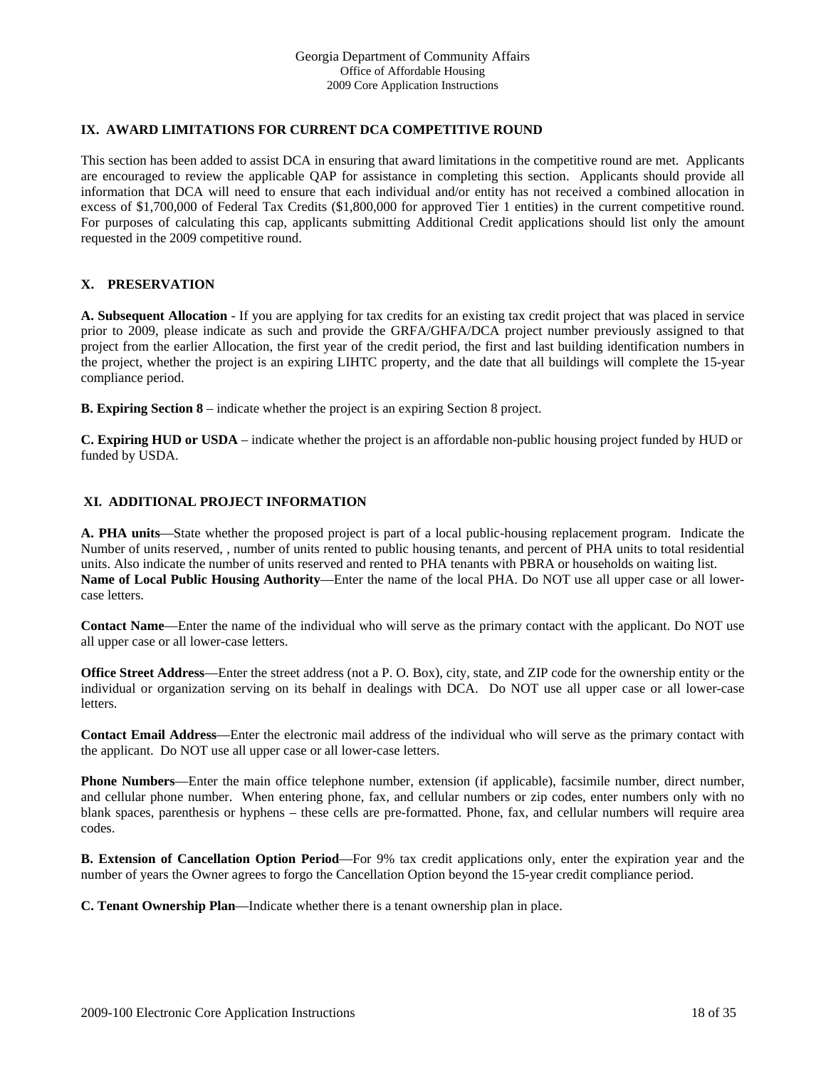## IX. AWARD LIMITATIONS FOR CURRENT DCA COMPETITIVE ROUND

This section has been added to assist DCA in ensuring that award limitations in the competitive round are met. Applicants are encouraged to review the applicable QAP for assistance in completing this section. Applicants should provide all information that DCA will need to ensure that each individual and/or entity has not received a combined allocation in excess of $1,700,000 of Federal Tax Credits ($1,800,000 for approved Tier 1 entities) in the current competitive round. For purposes of calculating this cap, applicants submitting Additional Credit applications should list only the amount requested in the 2009 competitive round.

## X. PRESERVATION

**A. Subsequent Allocation** - If you are applying for tax credits for an existing tax credit project that was placed in service prior to 2009, please indicate as such and provide the GRFA/GHFA/DCA project number previously assigned to that project from the earlier Allocation, the first year of the credit period, the first and last building identification numbers in the project, whether the project is an expiring LIHTC property, and the date that all buildings will complete the 15-year compliance period.

**B. Expiring Section 8** – indicate whether the project is an expiring Section 8 project.

**C. Expiring HUD or USDA** – indicate whether the project is an affordable non-public housing project funded by HUD or funded by USDA.

## XI. ADDITIONAL PROJECT INFORMATION

**A. PHA units**—State whether the proposed project is part of a local public-housing replacement program. Indicate the Number of units reserved, , number of units rented to public housing tenants, and percent of PHA units to total residential units. Also indicate the number of units reserved and rented to PHA tenants with PBRA or households on waiting list.
**Name of Local Public Housing Authority**—Enter the name of the local PHA. Do NOT use all upper case or all lower-case letters.

**Contact Name**—Enter the name of the individual who will serve as the primary contact with the applicant. Do NOT use all upper case or all lower-case letters.

**Office Street Address**—Enter the street address (not a P. O. Box), city, state, and ZIP code for the ownership entity or the individual or organization serving on its behalf in dealings with DCA. Do NOT use all upper case or all lower-case letters.

**Contact Email Address**—Enter the electronic mail address of the individual who will serve as the primary contact with the applicant. Do NOT use all upper case or all lower-case letters.

**Phone Numbers**—Enter the main office telephone number, extension (if applicable), facsimile number, direct number, and cellular phone number. When entering phone, fax, and cellular numbers or zip codes, enter numbers only with no blank spaces, parenthesis or hyphens – these cells are pre-formatted. Phone, fax, and cellular numbers will require area codes.

**B. Extension of Cancellation Option Period**—For 9% tax credit applications only, enter the expiration year and the number of years the Owner agrees to forgo the Cancellation Option beyond the 15-year credit compliance period.

**C. Tenant Ownership Plan**—Indicate whether there is a tenant ownership plan in place.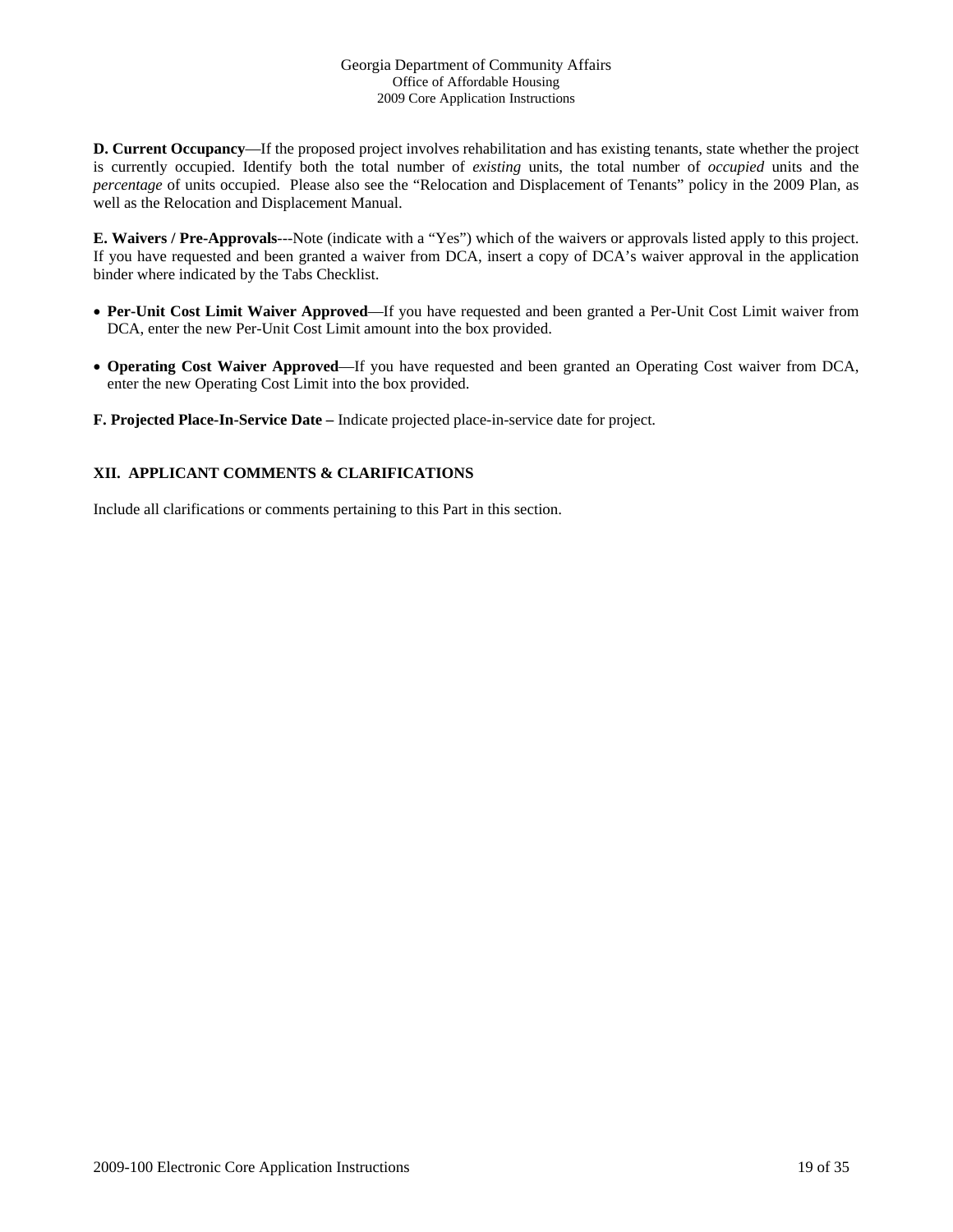**D. Current Occupancy**—If the proposed project involves rehabilitation and has existing tenants, state whether the project is currently occupied. Identify both the total number of *existing* units, the total number of *occupied* units and the *percentage* of units occupied. Please also see the "Relocation and Displacement of Tenants" policy in the 2009 Plan, as well as the Relocation and Displacement Manual.

**E. Waivers / Pre-Approvals**---Note (indicate with a "Yes") which of the waivers or approvals listed apply to this project. If you have requested and been granted a waiver from DCA, insert a copy of DCA's waiver approval in the application binder where indicated by the Tabs Checklist.

- **Per-Unit Cost Limit Waiver Approved**—If you have requested and been granted a Per-Unit Cost Limit waiver from DCA, enter the new Per-Unit Cost Limit amount into the box provided.
- **Operating Cost Waiver Approved**—If you have requested and been granted an Operating Cost waiver from DCA, enter the new Operating Cost Limit into the box provided.

**F. Projected Place-In-Service Date –** Indicate projected place-in-service date for project.

## XII. APPLICANT COMMENTS & CLARIFICATIONS

Include all clarifications or comments pertaining to this Part in this section.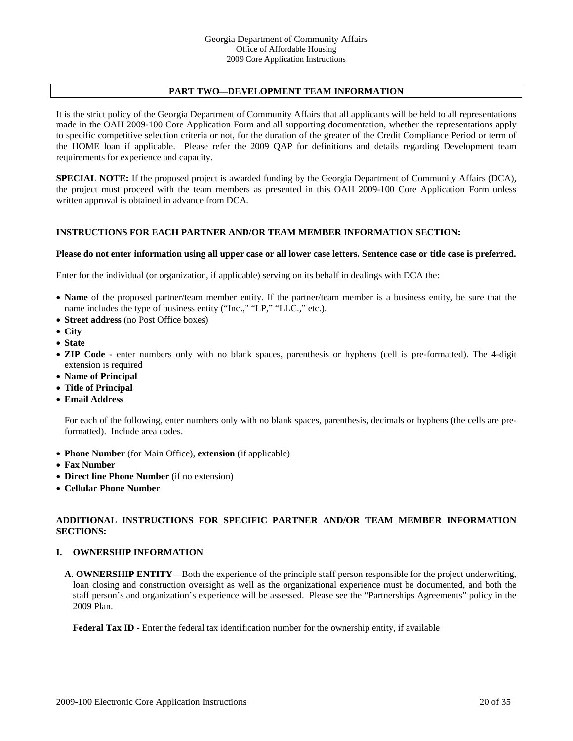## PART TWO—DEVELOPMENT TEAM INFORMATION

It is the strict policy of the Georgia Department of Community Affairs that all applicants will be held to all representations made in the OAH 2009-100 Core Application Form and all supporting documentation, whether the representations apply to specific competitive selection criteria or not, for the duration of the greater of the Credit Compliance Period or term of the HOME loan if applicable. Please refer the 2009 QAP for definitions and details regarding Development team requirements for experience and capacity.

**SPECIAL NOTE:** If the proposed project is awarded funding by the Georgia Department of Community Affairs (DCA), the project must proceed with the team members as presented in this OAH 2009-100 Core Application Form unless written approval is obtained in advance from DCA.

### INSTRUCTIONS FOR EACH PARTNER AND/OR TEAM MEMBER INFORMATION SECTION:

**Please do not enter information using all upper case or all lower case letters. Sentence case or title case is preferred.**

Enter for the individual (or organization, if applicable) serving on its behalf in dealings with DCA the:

- **Name** of the proposed partner/team member entity. If the partner/team member is a business entity, be sure that the name includes the type of business entity ("Inc.," "LP," "LLC.," etc.).
- **Street address** (no Post Office boxes)
- **City**
- **State**
- **ZIP Code -** enter numbers only with no blank spaces, parenthesis or hyphens (cell is pre-formatted). The 4-digit extension is required
- **Name of Principal**
- **Title of Principal**
- **Email Address**

For each of the following, enter numbers only with no blank spaces, parenthesis, decimals or hyphens (the cells are pre-formatted). Include area codes.

- **Phone Number** (for Main Office), **extension** (if applicable)
- **Fax Number**
- **Direct line Phone Number** (if no extension)
- **Cellular Phone Number**

### ADDITIONAL INSTRUCTIONS FOR SPECIFIC PARTNER AND/OR TEAM MEMBER INFORMATION SECTIONS:

#### I. OWNERSHIP INFORMATION

**A. OWNERSHIP ENTITY**—Both the experience of the principle staff person responsible for the project underwriting, loan closing and construction oversight as well as the organizational experience must be documented, and both the staff person's and organization's experience will be assessed. Please see the "Partnerships Agreements" policy in the 2009 Plan.

**Federal Tax ID -** Enter the federal tax identification number for the ownership entity, if available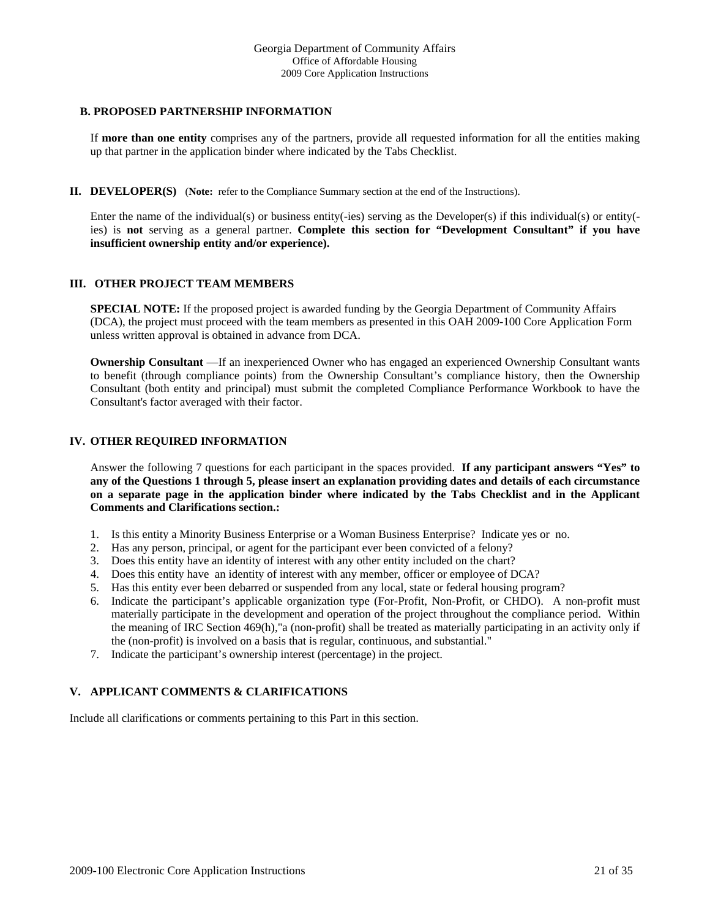### B. PROPOSED PARTNERSHIP INFORMATION

If **more than one entity** comprises any of the partners, provide all requested information for all the entities making up that partner in the application binder where indicated by the Tabs Checklist.

## II. DEVELOPER(S) (**Note:** refer to the Compliance Summary section at the end of the Instructions).

Enter the name of the individual(s) or business entity(-ies) serving as the Developer(s) if this individual(s) or entity(-ies) is **not** serving as a general partner. **Complete this section for "Development Consultant" if you have insufficient ownership entity and/or experience).**

## III. OTHER PROJECT TEAM MEMBERS

**SPECIAL NOTE:** If the proposed project is awarded funding by the Georgia Department of Community Affairs (DCA), the project must proceed with the team members as presented in this OAH 2009-100 Core Application Form unless written approval is obtained in advance from DCA.

**Ownership Consultant** —If an inexperienced Owner who has engaged an experienced Ownership Consultant wants to benefit (through compliance points) from the Ownership Consultant's compliance history, then the Ownership Consultant (both entity and principal) must submit the completed Compliance Performance Workbook to have the Consultant's factor averaged with their factor.

## IV. OTHER REQUIRED INFORMATION

Answer the following 7 questions for each participant in the spaces provided. **If any participant answers "Yes" to any of the Questions 1 through 5, please insert an explanation providing dates and details of each circumstance on a separate page in the application binder where indicated by the Tabs Checklist and in the Applicant Comments and Clarifications section.:**

1. Is this entity a Minority Business Enterprise or a Woman Business Enterprise? Indicate yes or no.
2. Has any person, principal, or agent for the participant ever been convicted of a felony?
3. Does this entity have an identity of interest with any other entity included on the chart?
4. Does this entity have an identity of interest with any member, officer or employee of DCA?
5. Has this entity ever been debarred or suspended from any local, state or federal housing program?
6. Indicate the participant's applicable organization type (For-Profit, Non-Profit, or CHDO). A non-profit must materially participate in the development and operation of the project throughout the compliance period. Within the meaning of IRC Section 469(h),"a (non-profit) shall be treated as materially participating in an activity only if the (non-profit) is involved on a basis that is regular, continuous, and substantial."
7. Indicate the participant's ownership interest (percentage) in the project.

## V. APPLICANT COMMENTS & CLARIFICATIONS

Include all clarifications or comments pertaining to this Part in this section.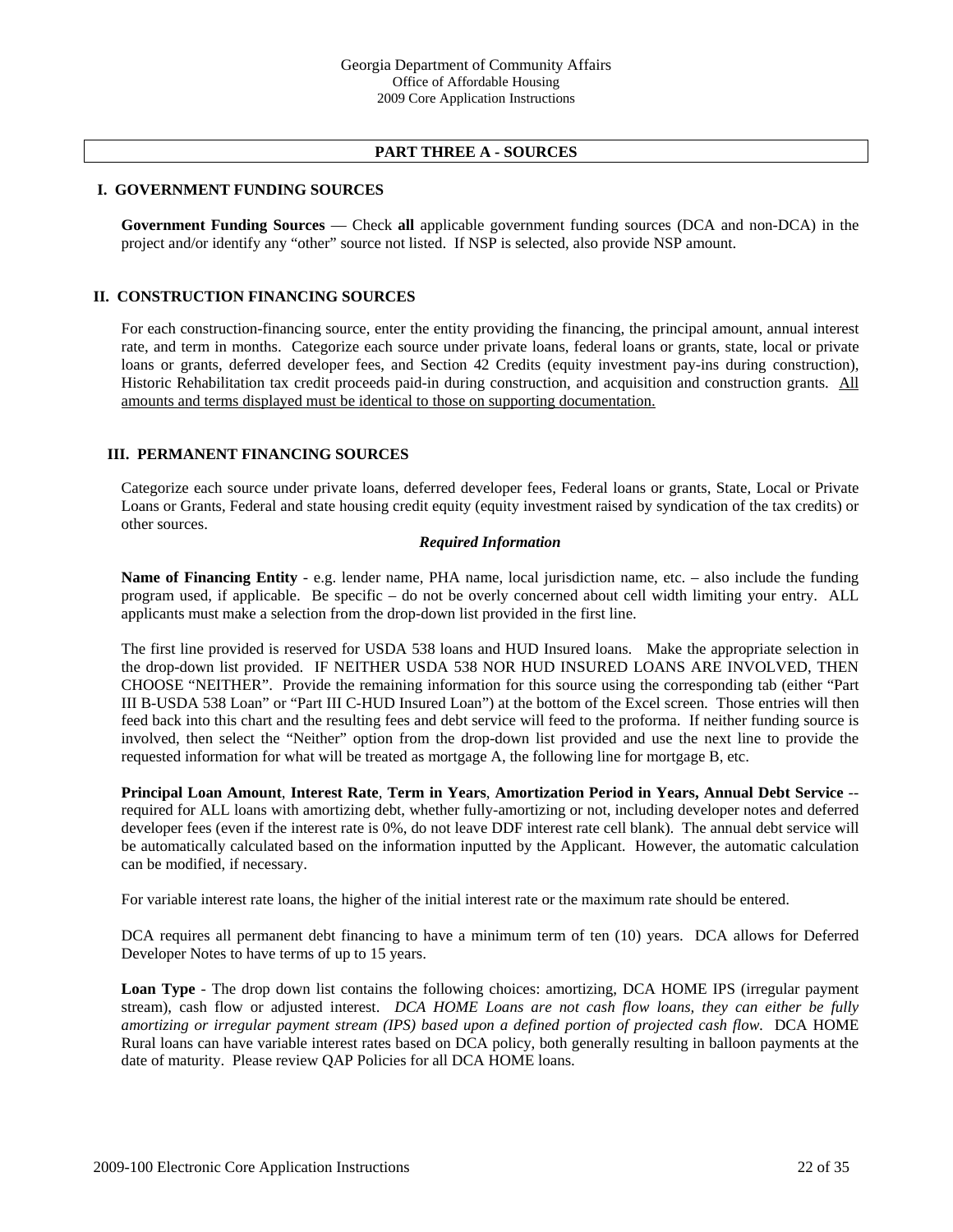## PART THREE A - SOURCES

### I. GOVERNMENT FUNDING SOURCES

**Government Funding Sources** — Check **all** applicable government funding sources (DCA and non-DCA) in the project and/or identify any "other" source not listed. If NSP is selected, also provide NSP amount.

### II. CONSTRUCTION FINANCING SOURCES

For each construction-financing source, enter the entity providing the financing, the principal amount, annual interest rate, and term in months. Categorize each source under private loans, federal loans or grants, state, local or private loans or grants, deferred developer fees, and Section 42 Credits (equity investment pay-ins during construction), Historic Rehabilitation tax credit proceeds paid-in during construction, and acquisition and construction grants. <u>All amounts and terms displayed must be identical to those on supporting documentation.</u>

### III. PERMANENT FINANCING SOURCES

Categorize each source under private loans, deferred developer fees, Federal loans or grants, State, Local or Private Loans or Grants, Federal and state housing credit equity (equity investment raised by syndication of the tax credits) or other sources.

***Required Information***

**Name of Financing Entity** - e.g. lender name, PHA name, local jurisdiction name, etc. – also include the funding program used, if applicable. Be specific – do not be overly concerned about cell width limiting your entry. ALL applicants must make a selection from the drop-down list provided in the first line.

The first line provided is reserved for USDA 538 loans and HUD Insured loans. Make the appropriate selection in the drop-down list provided. IF NEITHER USDA 538 NOR HUD INSURED LOANS ARE INVOLVED, THEN CHOOSE "NEITHER". Provide the remaining information for this source using the corresponding tab (either "Part III B-USDA 538 Loan" or "Part III C-HUD Insured Loan") at the bottom of the Excel screen. Those entries will then feed back into this chart and the resulting fees and debt service will feed to the proforma. If neither funding source is involved, then select the "Neither" option from the drop-down list provided and use the next line to provide the requested information for what will be treated as mortgage A, the following line for mortgage B, etc.

**Principal Loan Amount**, **Interest Rate**, **Term in Years**, **Amortization Period in Years, Annual Debt Service** -- required for ALL loans with amortizing debt, whether fully-amortizing or not, including developer notes and deferred developer fees (even if the interest rate is 0%, do not leave DDF interest rate cell blank). The annual debt service will be automatically calculated based on the information inputted by the Applicant. However, the automatic calculation can be modified, if necessary.

For variable interest rate loans, the higher of the initial interest rate or the maximum rate should be entered.

DCA requires all permanent debt financing to have a minimum term of ten (10) years. DCA allows for Deferred Developer Notes to have terms of up to 15 years.

**Loan Type** - The drop down list contains the following choices: amortizing, DCA HOME IPS (irregular payment stream), cash flow or adjusted interest. *DCA HOME Loans are not cash flow loans, they can either be fully amortizing or irregular payment stream (IPS) based upon a defined portion of projected cash flow.* DCA HOME Rural loans can have variable interest rates based on DCA policy, both generally resulting in balloon payments at the date of maturity. Please review QAP Policies for all DCA HOME loans.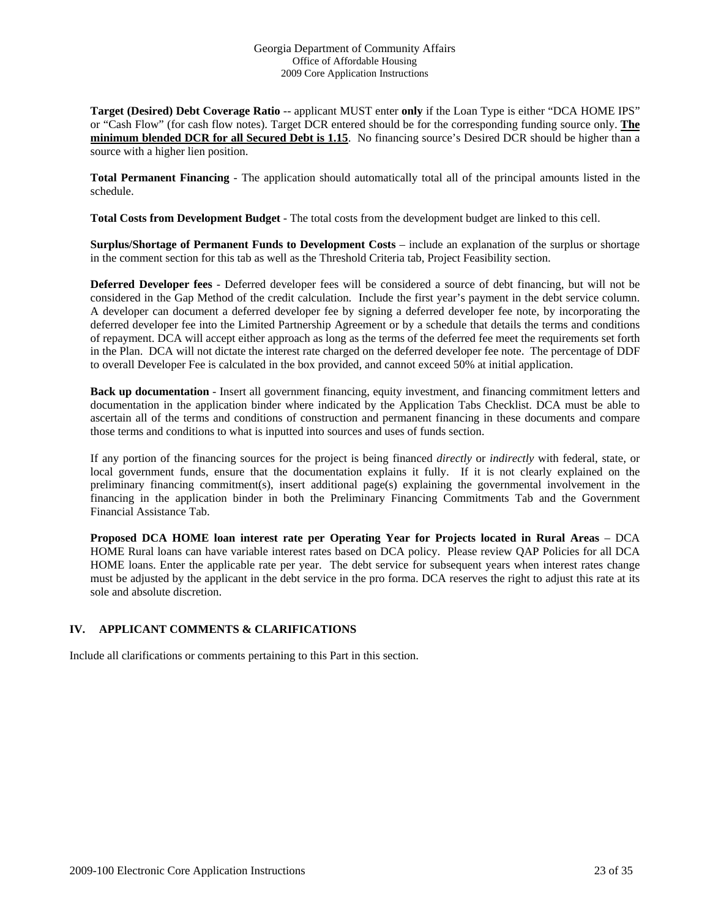**Target (Desired) Debt Coverage Ratio** -- applicant MUST enter **only** if the Loan Type is either "DCA HOME IPS" or "Cash Flow" (for cash flow notes). Target DCR entered should be for the corresponding funding source only. **The minimum blended DCR for all Secured Debt is 1.15**. No financing source's Desired DCR should be higher than a source with a higher lien position.

**Total Permanent Financing** - The application should automatically total all of the principal amounts listed in the schedule.

**Total Costs from Development Budget** - The total costs from the development budget are linked to this cell.

**Surplus/Shortage of Permanent Funds to Development Costs** – include an explanation of the surplus or shortage in the comment section for this tab as well as the Threshold Criteria tab, Project Feasibility section.

**Deferred Developer fees** - Deferred developer fees will be considered a source of debt financing, but will not be considered in the Gap Method of the credit calculation. Include the first year's payment in the debt service column. A developer can document a deferred developer fee by signing a deferred developer fee note, by incorporating the deferred developer fee into the Limited Partnership Agreement or by a schedule that details the terms and conditions of repayment. DCA will accept either approach as long as the terms of the deferred fee meet the requirements set forth in the Plan. DCA will not dictate the interest rate charged on the deferred developer fee note. The percentage of DDF to overall Developer Fee is calculated in the box provided, and cannot exceed 50% at initial application.

**Back up documentation** - Insert all government financing, equity investment, and financing commitment letters and documentation in the application binder where indicated by the Application Tabs Checklist. DCA must be able to ascertain all of the terms and conditions of construction and permanent financing in these documents and compare those terms and conditions to what is inputted into sources and uses of funds section.

If any portion of the financing sources for the project is being financed *directly* or *indirectly* with federal, state, or local government funds, ensure that the documentation explains it fully. If it is not clearly explained on the preliminary financing commitment(s), insert additional page(s) explaining the governmental involvement in the financing in the application binder in both the Preliminary Financing Commitments Tab and the Government Financial Assistance Tab.

**Proposed DCA HOME loan interest rate per Operating Year for Projects located in Rural Areas** – DCA HOME Rural loans can have variable interest rates based on DCA policy. Please review QAP Policies for all DCA HOME loans. Enter the applicable rate per year. The debt service for subsequent years when interest rates change must be adjusted by the applicant in the debt service in the pro forma. DCA reserves the right to adjust this rate at its sole and absolute discretion.

## IV. APPLICANT COMMENTS & CLARIFICATIONS

Include all clarifications or comments pertaining to this Part in this section.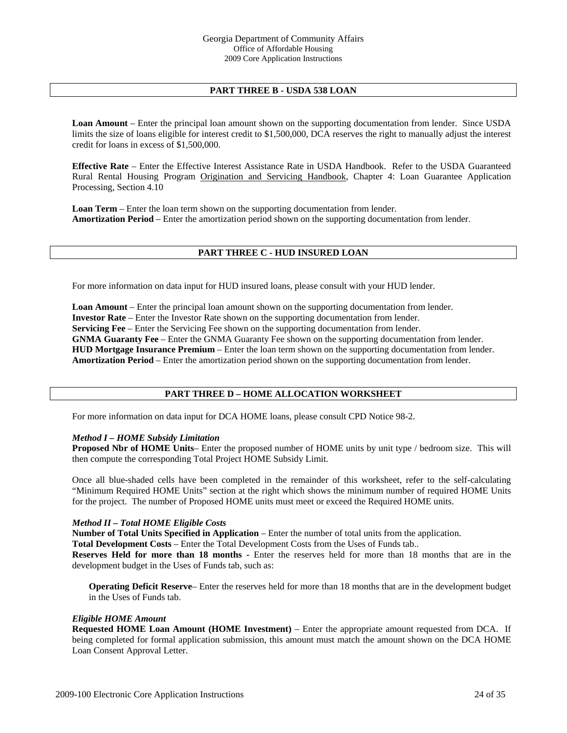## PART THREE B - USDA 538 LOAN

**Loan Amount** – Enter the principal loan amount shown on the supporting documentation from lender. Since USDA limits the size of loans eligible for interest credit to $1,500,000, DCA reserves the right to manually adjust the interest credit for loans in excess of $1,500,000.

**Effective Rate** – Enter the Effective Interest Assistance Rate in USDA Handbook. Refer to the USDA Guaranteed Rural Rental Housing Program Origination and Servicing Handbook, Chapter 4: Loan Guarantee Application Processing, Section 4.10

**Loan Term** – Enter the loan term shown on the supporting documentation from lender.
**Amortization Period** – Enter the amortization period shown on the supporting documentation from lender.

## PART THREE C - HUD INSURED LOAN

For more information on data input for HUD insured loans, please consult with your HUD lender.

**Loan Amount** – Enter the principal loan amount shown on the supporting documentation from lender.
**Investor Rate** – Enter the Investor Rate shown on the supporting documentation from lender.
**Servicing Fee** – Enter the Servicing Fee shown on the supporting documentation from lender.
**GNMA Guaranty Fee** – Enter the GNMA Guaranty Fee shown on the supporting documentation from lender.
**HUD Mortgage Insurance Premium** – Enter the loan term shown on the supporting documentation from lender.
**Amortization Period** – Enter the amortization period shown on the supporting documentation from lender.

## PART THREE D – HOME ALLOCATION WORKSHEET

For more information on data input for DCA HOME loans, please consult CPD Notice 98-2.

***Method I – HOME Subsidy Limitation***
**Proposed Nbr of HOME Units**– Enter the proposed number of HOME units by unit type / bedroom size. This will then compute the corresponding Total Project HOME Subsidy Limit.

Once all blue-shaded cells have been completed in the remainder of this worksheet, refer to the self-calculating "Minimum Required HOME Units" section at the right which shows the minimum number of required HOME Units for the project. The number of Proposed HOME units must meet or exceed the Required HOME units.

***Method II – Total HOME Eligible Costs***
**Number of Total Units Specified in Application** – Enter the number of total units from the application.
**Total Development Costs** – Enter the Total Development Costs from the Uses of Funds tab..
**Reserves Held for more than 18 months** - Enter the reserves held for more than 18 months that are in the development budget in the Uses of Funds tab, such as:

> **Operating Deficit Reserve**– Enter the reserves held for more than 18 months that are in the development budget in the Uses of Funds tab.

***Eligible HOME Amount***
**Requested HOME Loan Amount (HOME Investment)** – Enter the appropriate amount requested from DCA. If being completed for formal application submission, this amount must match the amount shown on the DCA HOME Loan Consent Approval Letter.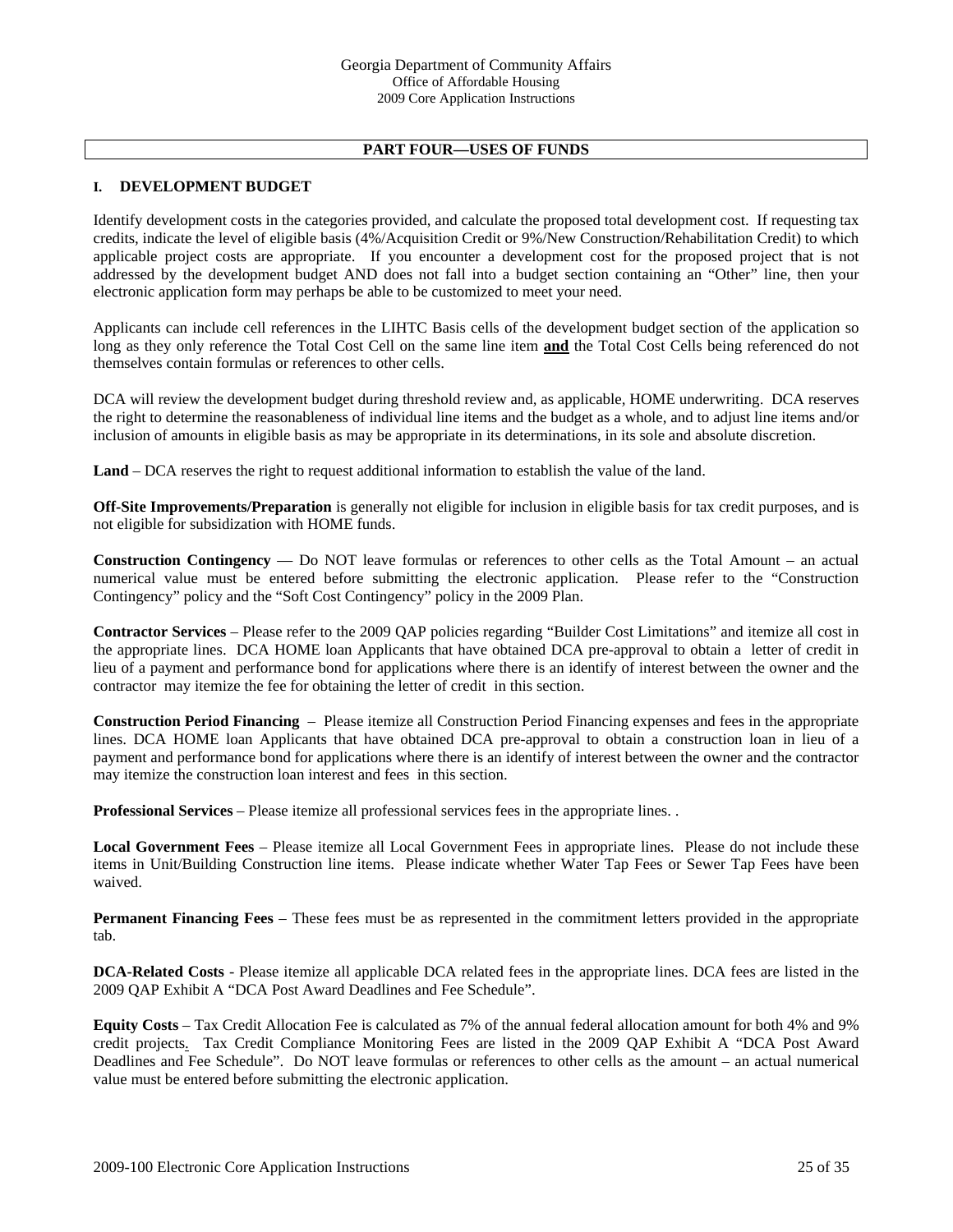## PART FOUR—USES OF FUNDS

### I. DEVELOPMENT BUDGET

Identify development costs in the categories provided, and calculate the proposed total development cost. If requesting tax credits, indicate the level of eligible basis (4%/Acquisition Credit or 9%/New Construction/Rehabilitation Credit) to which applicable project costs are appropriate. If you encounter a development cost for the proposed project that is not addressed by the development budget AND does not fall into a budget section containing an "Other" line, then your electronic application form may perhaps be able to be customized to meet your need.

Applicants can include cell references in the LIHTC Basis cells of the development budget section of the application so long as they only reference the Total Cost Cell on the same line item **and** the Total Cost Cells being referenced do not themselves contain formulas or references to other cells.

DCA will review the development budget during threshold review and, as applicable, HOME underwriting. DCA reserves the right to determine the reasonableness of individual line items and the budget as a whole, and to adjust line items and/or inclusion of amounts in eligible basis as may be appropriate in its determinations, in its sole and absolute discretion.

**Land** – DCA reserves the right to request additional information to establish the value of the land.

**Off-Site Improvements/Preparation** is generally not eligible for inclusion in eligible basis for tax credit purposes, and is not eligible for subsidization with HOME funds.

**Construction Contingency** — Do NOT leave formulas or references to other cells as the Total Amount – an actual numerical value must be entered before submitting the electronic application. Please refer to the "Construction Contingency" policy and the "Soft Cost Contingency" policy in the 2009 Plan.

**Contractor Services** – Please refer to the 2009 QAP policies regarding "Builder Cost Limitations" and itemize all cost in the appropriate lines. DCA HOME loan Applicants that have obtained DCA pre-approval to obtain a letter of credit in lieu of a payment and performance bond for applications where there is an identify of interest between the owner and the contractor may itemize the fee for obtaining the letter of credit in this section.

**Construction Period Financing** – Please itemize all Construction Period Financing expenses and fees in the appropriate lines. DCA HOME loan Applicants that have obtained DCA pre-approval to obtain a construction loan in lieu of a payment and performance bond for applications where there is an identify of interest between the owner and the contractor may itemize the construction loan interest and fees in this section.

**Professional Services** – Please itemize all professional services fees in the appropriate lines. .

**Local Government Fees** – Please itemize all Local Government Fees in appropriate lines. Please do not include these items in Unit/Building Construction line items. Please indicate whether Water Tap Fees or Sewer Tap Fees have been waived.

**Permanent Financing Fees** – These fees must be as represented in the commitment letters provided in the appropriate tab.

**DCA-Related Costs** - Please itemize all applicable DCA related fees in the appropriate lines. DCA fees are listed in the 2009 QAP Exhibit A "DCA Post Award Deadlines and Fee Schedule".

**Equity Costs** – Tax Credit Allocation Fee is calculated as 7% of the annual federal allocation amount for both 4% and 9% credit projects. Tax Credit Compliance Monitoring Fees are listed in the 2009 QAP Exhibit A "DCA Post Award Deadlines and Fee Schedule". Do NOT leave formulas or references to other cells as the amount – an actual numerical value must be entered before submitting the electronic application.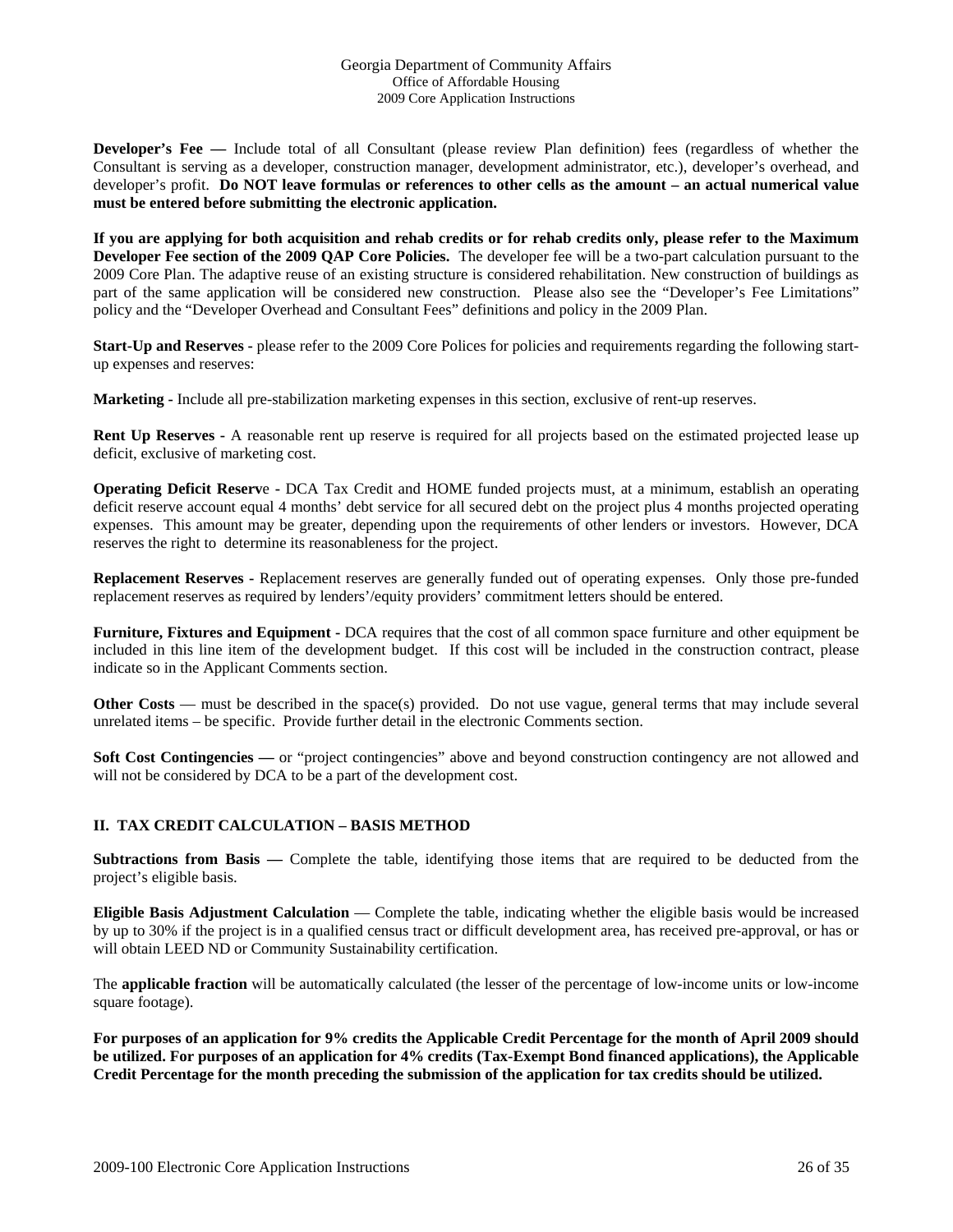**Developer's Fee —** Include total of all Consultant (please review Plan definition) fees (regardless of whether the Consultant is serving as a developer, construction manager, development administrator, etc.), developer's overhead, and developer's profit. **Do NOT leave formulas or references to other cells as the amount – an actual numerical value must be entered before submitting the electronic application.**

**If you are applying for both acquisition and rehab credits or for rehab credits only, please refer to the Maximum Developer Fee section of the 2009 QAP Core Policies.** The developer fee will be a two-part calculation pursuant to the 2009 Core Plan. The adaptive reuse of an existing structure is considered rehabilitation. New construction of buildings as part of the same application will be considered new construction. Please also see the "Developer's Fee Limitations" policy and the "Developer Overhead and Consultant Fees" definitions and policy in the 2009 Plan.

**Start-Up and Reserves -** please refer to the 2009 Core Polices for policies and requirements regarding the following start-up expenses and reserves:

**Marketing -** Include all pre-stabilization marketing expenses in this section, exclusive of rent-up reserves.

**Rent Up Reserves -** A reasonable rent up reserve is required for all projects based on the estimated projected lease up deficit, exclusive of marketing cost.

**Operating Deficit Reserve -** DCA Tax Credit and HOME funded projects must, at a minimum, establish an operating deficit reserve account equal 4 months' debt service for all secured debt on the project plus 4 months projected operating expenses. This amount may be greater, depending upon the requirements of other lenders or investors. However, DCA reserves the right to determine its reasonableness for the project.

**Replacement Reserves -** Replacement reserves are generally funded out of operating expenses. Only those pre-funded replacement reserves as required by lenders'/equity providers' commitment letters should be entered.

**Furniture, Fixtures and Equipment -** DCA requires that the cost of all common space furniture and other equipment be included in this line item of the development budget. If this cost will be included in the construction contract, please indicate so in the Applicant Comments section.

**Other Costs** — must be described in the space(s) provided. Do not use vague, general terms that may include several unrelated items – be specific. Provide further detail in the electronic Comments section.

**Soft Cost Contingencies —** or "project contingencies" above and beyond construction contingency are not allowed and will not be considered by DCA to be a part of the development cost.

## II. TAX CREDIT CALCULATION – BASIS METHOD

**Subtractions from Basis —** Complete the table, identifying those items that are required to be deducted from the project's eligible basis.

**Eligible Basis Adjustment Calculation** — Complete the table, indicating whether the eligible basis would be increased by up to 30% if the project is in a qualified census tract or difficult development area, has received pre-approval, or has or will obtain LEED ND or Community Sustainability certification.

The **applicable fraction** will be automatically calculated (the lesser of the percentage of low-income units or low-income square footage).

**For purposes of an application for 9% credits the Applicable Credit Percentage for the month of April 2009 should be utilized. For purposes of an application for 4% credits (Tax-Exempt Bond financed applications), the Applicable Credit Percentage for the month preceding the submission of the application for tax credits should be utilized.**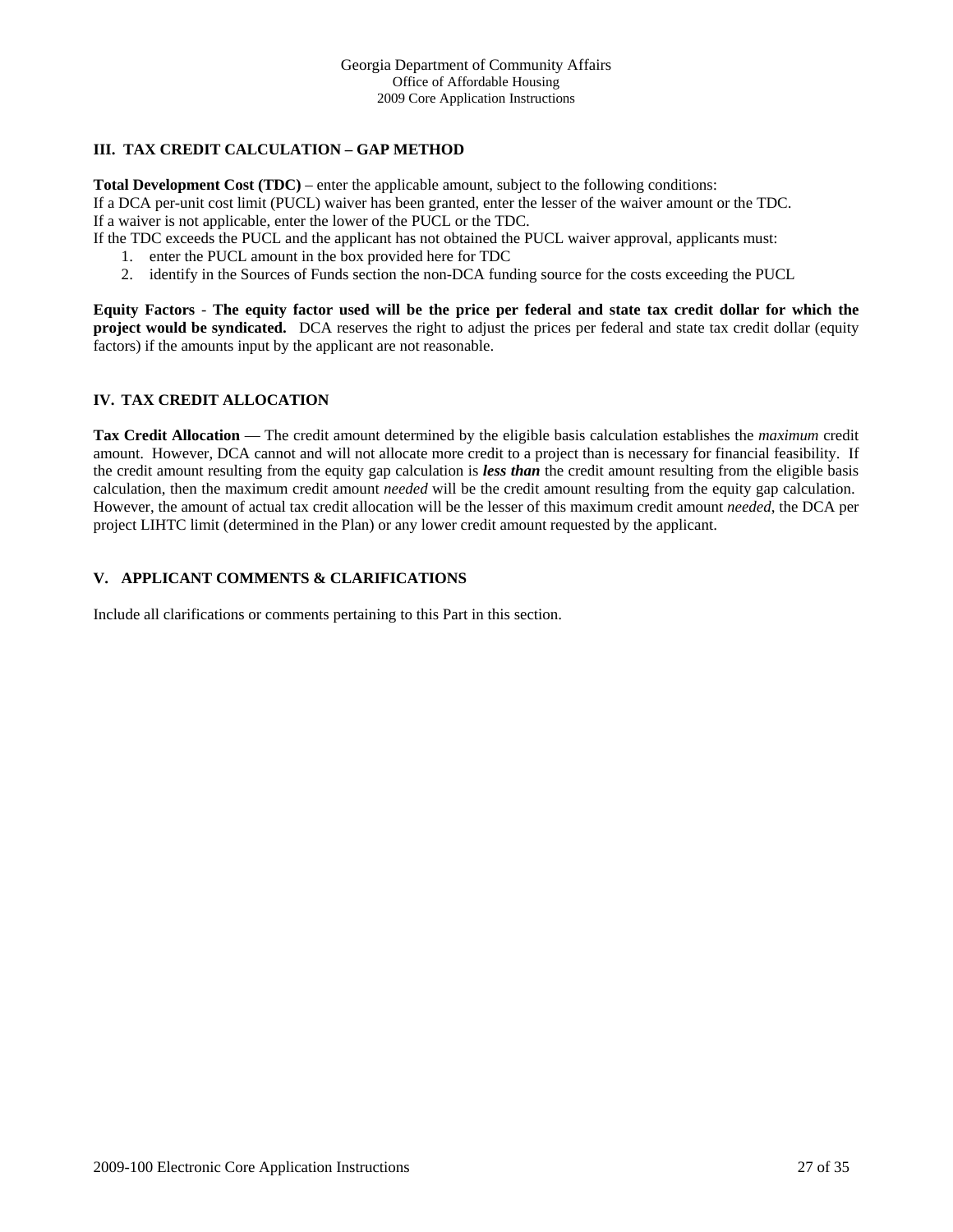### III. TAX CREDIT CALCULATION – GAP METHOD

**Total Development Cost (TDC)** – enter the applicable amount, subject to the following conditions:
If a DCA per-unit cost limit (PUCL) waiver has been granted, enter the lesser of the waiver amount or the TDC.
If a waiver is not applicable, enter the lower of the PUCL or the TDC.
If the TDC exceeds the PUCL and the applicant has not obtained the PUCL waiver approval, applicants must:

1. enter the PUCL amount in the box provided here for TDC
2. identify in the Sources of Funds section the non-DCA funding source for the costs exceeding the PUCL

**Equity Factors** - **The equity factor used will be the price per federal and state tax credit dollar for which the project would be syndicated.** DCA reserves the right to adjust the prices per federal and state tax credit dollar (equity factors) if the amounts input by the applicant are not reasonable.

### IV. TAX CREDIT ALLOCATION

**Tax Credit Allocation** — The credit amount determined by the eligible basis calculation establishes the *maximum* credit amount. However, DCA cannot and will not allocate more credit to a project than is necessary for financial feasibility. If the credit amount resulting from the equity gap calculation is ***less than*** the credit amount resulting from the eligible basis calculation, then the maximum credit amount *needed* will be the credit amount resulting from the equity gap calculation. However, the amount of actual tax credit allocation will be the lesser of this maximum credit amount *needed*, the DCA per project LIHTC limit (determined in the Plan) or any lower credit amount requested by the applicant.

### V. APPLICANT COMMENTS & CLARIFICATIONS

Include all clarifications or comments pertaining to this Part in this section.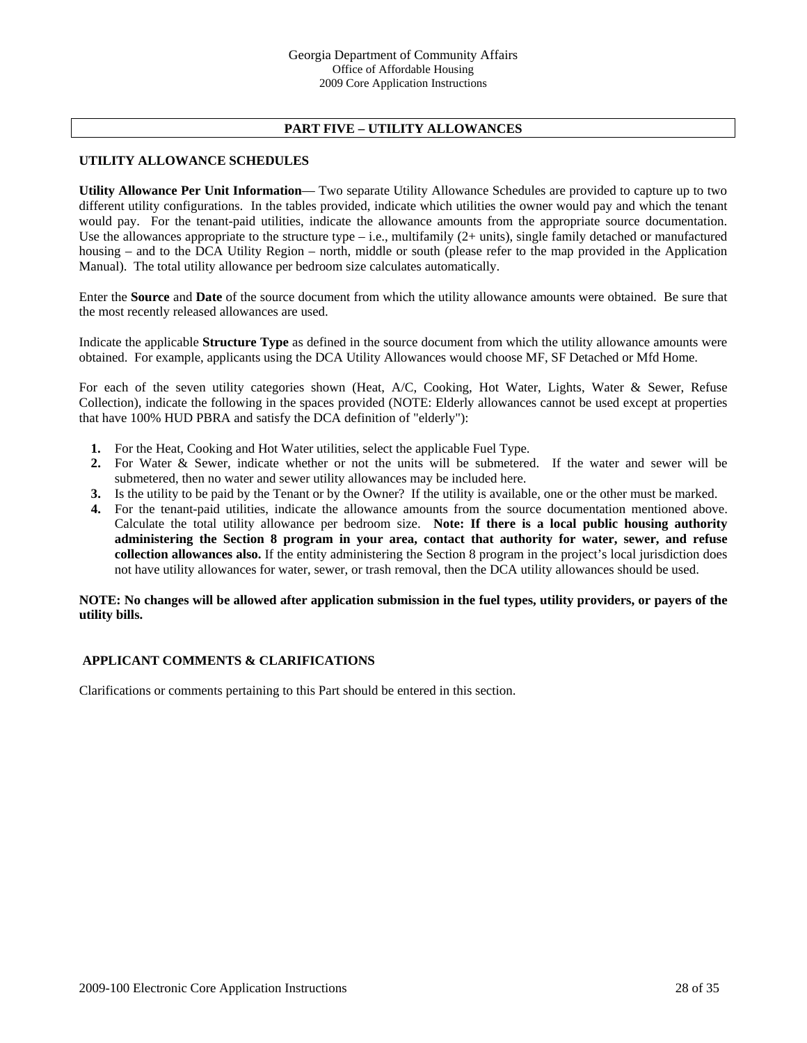## PART FIVE – UTILITY ALLOWANCES

### UTILITY ALLOWANCE SCHEDULES

**Utility Allowance Per Unit Information**— Two separate Utility Allowance Schedules are provided to capture up to two different utility configurations. In the tables provided, indicate which utilities the owner would pay and which the tenant would pay. For the tenant-paid utilities, indicate the allowance amounts from the appropriate source documentation. Use the allowances appropriate to the structure type – i.e., multifamily (2+ units), single family detached or manufactured housing – and to the DCA Utility Region – north, middle or south (please refer to the map provided in the Application Manual). The total utility allowance per bedroom size calculates automatically.

Enter the **Source** and **Date** of the source document from which the utility allowance amounts were obtained. Be sure that the most recently released allowances are used.

Indicate the applicable **Structure Type** as defined in the source document from which the utility allowance amounts were obtained. For example, applicants using the DCA Utility Allowances would choose MF, SF Detached or Mfd Home.

For each of the seven utility categories shown (Heat, A/C, Cooking, Hot Water, Lights, Water & Sewer, Refuse Collection), indicate the following in the spaces provided (NOTE: Elderly allowances cannot be used except at properties that have 100% HUD PBRA and satisfy the DCA definition of "elderly"):

1. For the Heat, Cooking and Hot Water utilities, select the applicable Fuel Type.
2. For Water & Sewer, indicate whether or not the units will be submetered. If the water and sewer will be submetered, then no water and sewer utility allowances may be included here.
3. Is the utility to be paid by the Tenant or by the Owner? If the utility is available, one or the other must be marked.
4. For the tenant-paid utilities, indicate the allowance amounts from the source documentation mentioned above. Calculate the total utility allowance per bedroom size. **Note: If there is a local public housing authority administering the Section 8 program in your area, contact that authority for water, sewer, and refuse collection allowances also.** If the entity administering the Section 8 program in the project's local jurisdiction does not have utility allowances for water, sewer, or trash removal, then the DCA utility allowances should be used.

**NOTE: No changes will be allowed after application submission in the fuel types, utility providers, or payers of the utility bills.**

### APPLICANT COMMENTS & CLARIFICATIONS

Clarifications or comments pertaining to this Part should be entered in this section.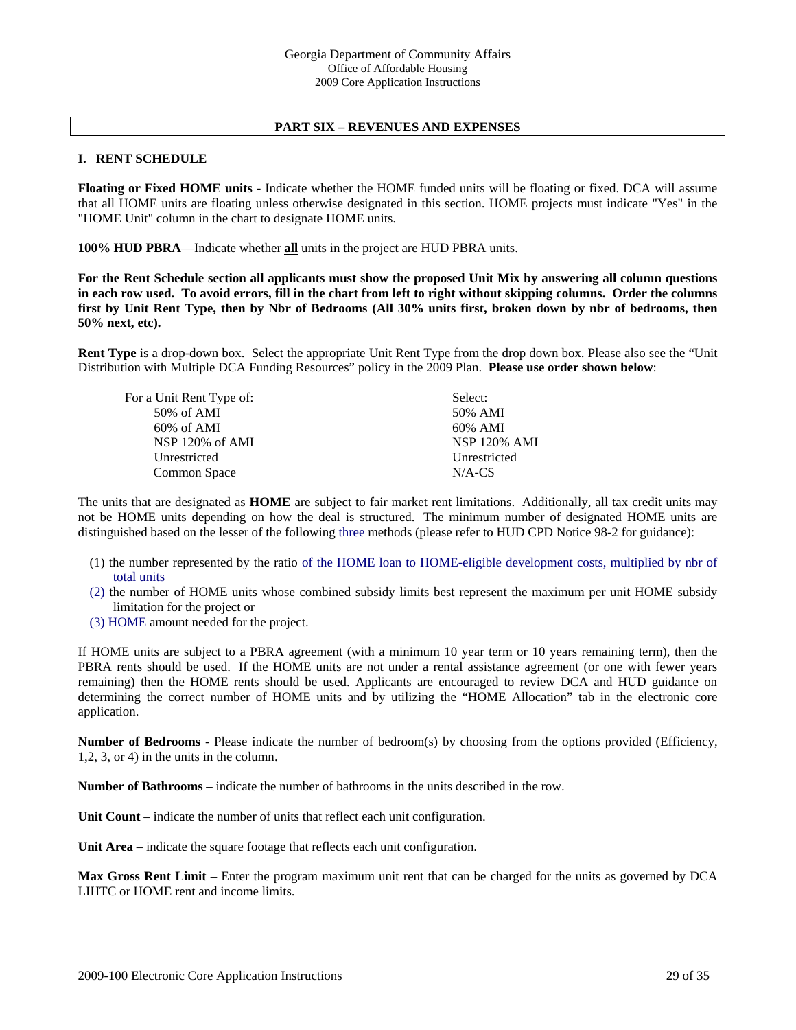## PART SIX – REVENUES AND EXPENSES

### I. RENT SCHEDULE

**Floating or Fixed HOME units** - Indicate whether the HOME funded units will be floating or fixed. DCA will assume that all HOME units are floating unless otherwise designated in this section. HOME projects must indicate "Yes" in the "HOME Unit" column in the chart to designate HOME units.

**100% HUD PBRA**—Indicate whether **all** units in the project are HUD PBRA units.

**For the Rent Schedule section all applicants must show the proposed Unit Mix by answering all column questions in each row used. To avoid errors, fill in the chart from left to right without skipping columns. Order the columns first by Unit Rent Type, then by Nbr of Bedrooms (All 30% units first, broken down by nbr of bedrooms, then 50% next, etc).**

**Rent Type** is a drop-down box. Select the appropriate Unit Rent Type from the drop down box. Please also see the "Unit Distribution with Multiple DCA Funding Resources" policy in the 2009 Plan. **Please use order shown below**:

| For a Unit Rent Type of: | Select: |
|---|---|
| 50% of AMI | 50% AMI |
| 60% of AMI | 60% AMI |
| NSP 120% of AMI | NSP 120% AMI |
| Unrestricted | Unrestricted |
| Common Space | N/A-CS |

The units that are designated as **HOME** are subject to fair market rent limitations. Additionally, all tax credit units may not be HOME units depending on how the deal is structured. The minimum number of designated HOME units are distinguished based on the lesser of the following three methods (please refer to HUD CPD Notice 98-2 for guidance):

(1) the number represented by the ratio of the HOME loan to HOME-eligible development costs, multiplied by nbr of total units
(2) the number of HOME units whose combined subsidy limits best represent the maximum per unit HOME subsidy limitation for the project or
(3) HOME amount needed for the project.

If HOME units are subject to a PBRA agreement (with a minimum 10 year term or 10 years remaining term), then the PBRA rents should be used. If the HOME units are not under a rental assistance agreement (or one with fewer years remaining) then the HOME rents should be used. Applicants are encouraged to review DCA and HUD guidance on determining the correct number of HOME units and by utilizing the "HOME Allocation" tab in the electronic core application.

**Number of Bedrooms** - Please indicate the number of bedroom(s) by choosing from the options provided (Efficiency, 1,2, 3, or 4) in the units in the column.

**Number of Bathrooms** – indicate the number of bathrooms in the units described in the row.

**Unit Count** – indicate the number of units that reflect each unit configuration.

**Unit Area** – indicate the square footage that reflects each unit configuration.

**Max Gross Rent Limit** – Enter the program maximum unit rent that can be charged for the units as governed by DCA LIHTC or HOME rent and income limits.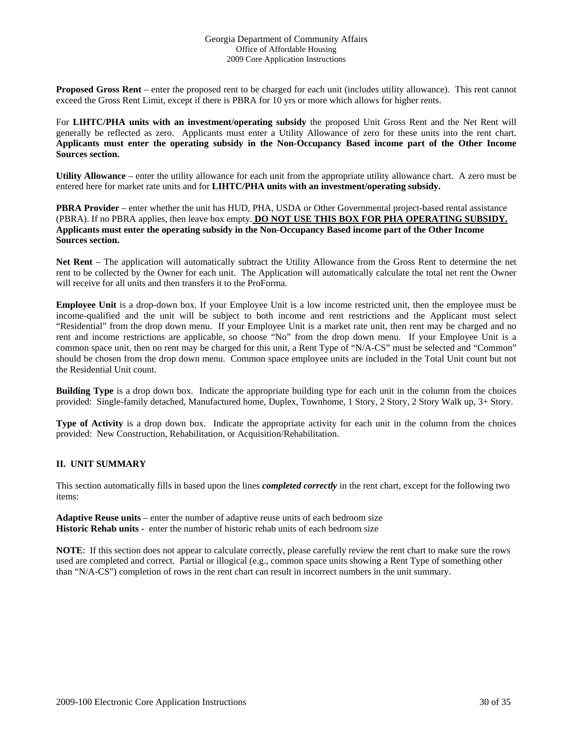**Proposed Gross Rent** – enter the proposed rent to be charged for each unit (includes utility allowance). This rent cannot exceed the Gross Rent Limit, except if there is PBRA for 10 yrs or more which allows for higher rents.

For **LIHTC/PHA units with an investment/operating subsidy** the proposed Unit Gross Rent and the Net Rent will generally be reflected as zero. Applicants must enter a Utility Allowance of zero for these units into the rent chart. **Applicants must enter the operating subsidy in the Non-Occupancy Based income part of the Other Income Sources section.**

**Utility Allowance** – enter the utility allowance for each unit from the appropriate utility allowance chart. A zero must be entered here for market rate units and for **LIHTC/PHA units with an investment/operating subsidy.**

**PBRA Provider** – enter whether the unit has HUD, PHA, USDA or Other Governmental project-based rental assistance (PBRA). If no PBRA applies, then leave box empty. **DO NOT USE THIS BOX FOR PHA OPERATING SUBSIDY. Applicants must enter the operating subsidy in the Non-Occupancy Based income part of the Other Income Sources section.**

**Net Rent** – The application will automatically subtract the Utility Allowance from the Gross Rent to determine the net rent to be collected by the Owner for each unit. The Application will automatically calculate the total net rent the Owner will receive for all units and then transfers it to the ProForma.

**Employee Unit** is a drop-down box. If your Employee Unit is a low income restricted unit, then the employee must be income-qualified and the unit will be subject to both income and rent restrictions and the Applicant must select "Residential" from the drop down menu. If your Employee Unit is a market rate unit, then rent may be charged and no rent and income restrictions are applicable, so choose "No" from the drop down menu. If your Employee Unit is a common space unit, then no rent may be charged for this unit, a Rent Type of "N/A-CS" must be selected and "Common" should be chosen from the drop down menu. Common space employee units are included in the Total Unit count but not the Residential Unit count.

**Building Type** is a drop down box. Indicate the appropriate building type for each unit in the column from the choices provided: Single-family detached, Manufactured home, Duplex, Townhome, 1 Story, 2 Story, 2 Story Walk up, 3+ Story.

**Type of Activity** is a drop down box. Indicate the appropriate activity for each unit in the column from the choices provided: New Construction, Rehabilitation, or Acquisition/Rehabilitation.

## II. UNIT SUMMARY

This section automatically fills in based upon the lines ***completed correctly*** in the rent chart, except for the following two items:

**Adaptive Reuse units** – enter the number of adaptive reuse units of each bedroom size
**Historic Rehab units** - enter the number of historic rehab units of each bedroom size

**NOTE**: If this section does not appear to calculate correctly, please carefully review the rent chart to make sure the rows used are completed and correct. Partial or illogical (e.g., common space units showing a Rent Type of something other than "N/A-CS") completion of rows in the rent chart can result in incorrect numbers in the unit summary.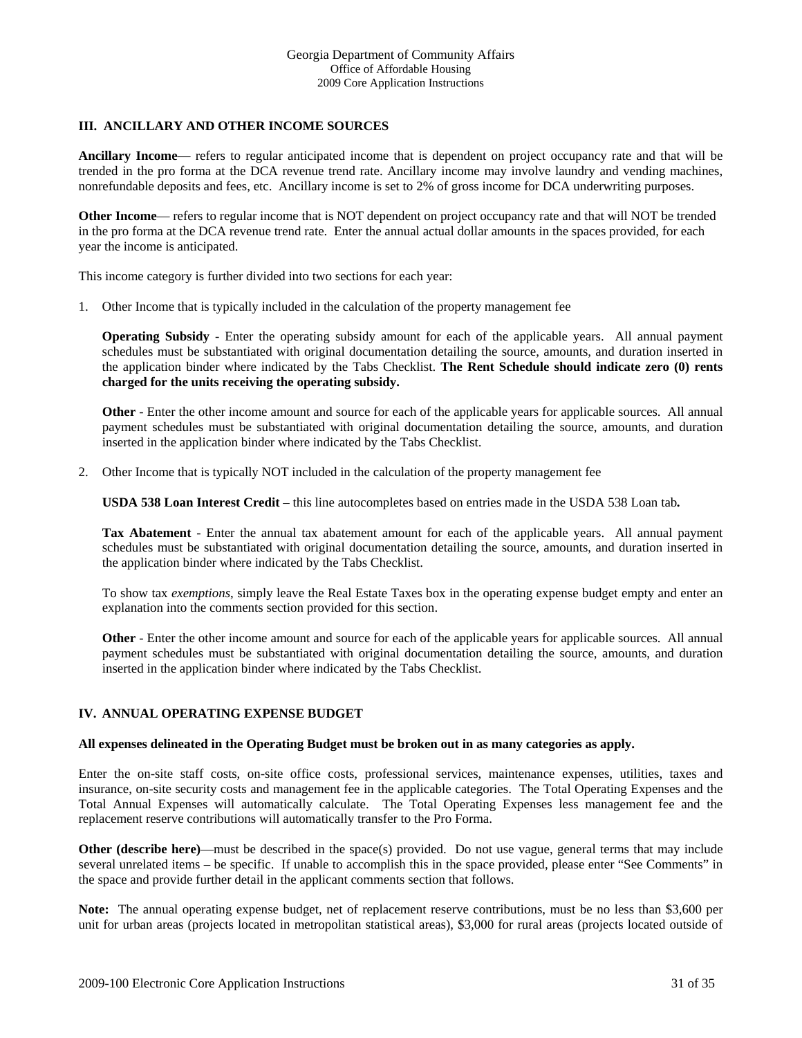## III. ANCILLARY AND OTHER INCOME SOURCES

**Ancillary Income**— refers to regular anticipated income that is dependent on project occupancy rate and that will be trended in the pro forma at the DCA revenue trend rate. Ancillary income may involve laundry and vending machines, nonrefundable deposits and fees, etc. Ancillary income is set to 2% of gross income for DCA underwriting purposes.

**Other Income**— refers to regular income that is NOT dependent on project occupancy rate and that will NOT be trended in the pro forma at the DCA revenue trend rate. Enter the annual actual dollar amounts in the spaces provided, for each year the income is anticipated.

This income category is further divided into two sections for each year:

1. Other Income that is typically included in the calculation of the property management fee

   **Operating Subsidy** - Enter the operating subsidy amount for each of the applicable years. All annual payment schedules must be substantiated with original documentation detailing the source, amounts, and duration inserted in the application binder where indicated by the Tabs Checklist. **The Rent Schedule should indicate zero (0) rents charged for the units receiving the operating subsidy.**

   **Other** - Enter the other income amount and source for each of the applicable years for applicable sources. All annual payment schedules must be substantiated with original documentation detailing the source, amounts, and duration inserted in the application binder where indicated by the Tabs Checklist.

2. Other Income that is typically NOT included in the calculation of the property management fee

   **USDA 538 Loan Interest Credit** – this line autocompletes based on entries made in the USDA 538 Loan tab**.**

   **Tax Abatement** - Enter the annual tax abatement amount for each of the applicable years. All annual payment schedules must be substantiated with original documentation detailing the source, amounts, and duration inserted in the application binder where indicated by the Tabs Checklist.

   To show tax *exemptions*, simply leave the Real Estate Taxes box in the operating expense budget empty and enter an explanation into the comments section provided for this section.

   **Other** - Enter the other income amount and source for each of the applicable years for applicable sources. All annual payment schedules must be substantiated with original documentation detailing the source, amounts, and duration inserted in the application binder where indicated by the Tabs Checklist.

## IV. ANNUAL OPERATING EXPENSE BUDGET

**All expenses delineated in the Operating Budget must be broken out in as many categories as apply.**

Enter the on-site staff costs, on-site office costs, professional services, maintenance expenses, utilities, taxes and insurance, on-site security costs and management fee in the applicable categories. The Total Operating Expenses and the Total Annual Expenses will automatically calculate. The Total Operating Expenses less management fee and the replacement reserve contributions will automatically transfer to the Pro Forma.

**Other (describe here)**—must be described in the space(s) provided. Do not use vague, general terms that may include several unrelated items – be specific. If unable to accomplish this in the space provided, please enter "See Comments" in the space and provide further detail in the applicant comments section that follows.

**Note:** The annual operating expense budget, net of replacement reserve contributions, must be no less than $3,600 per unit for urban areas (projects located in metropolitan statistical areas), $3,000 for rural areas (projects located outside of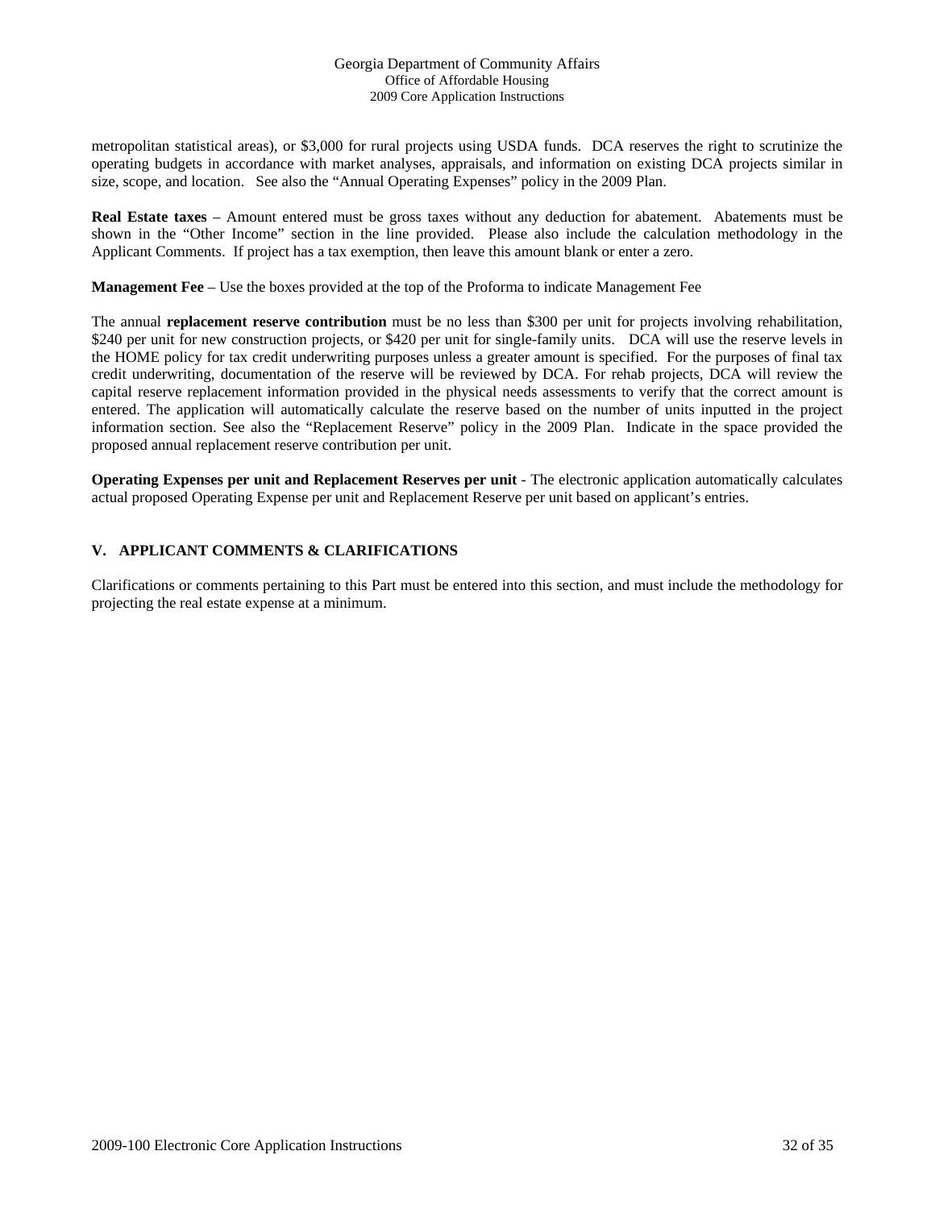metropolitan statistical areas), or $3,000 for rural projects using USDA funds. DCA reserves the right to scrutinize the operating budgets in accordance with market analyses, appraisals, and information on existing DCA projects similar in size, scope, and location. See also the "Annual Operating Expenses" policy in the 2009 Plan.

**Real Estate taxes** – Amount entered must be gross taxes without any deduction for abatement. Abatements must be shown in the "Other Income" section in the line provided. Please also include the calculation methodology in the Applicant Comments. If project has a tax exemption, then leave this amount blank or enter a zero.

**Management Fee** – Use the boxes provided at the top of the Proforma to indicate Management Fee

The annual **replacement reserve contribution** must be no less than $300 per unit for projects involving rehabilitation, $240 per unit for new construction projects, or $420 per unit for single-family units. DCA will use the reserve levels in the HOME policy for tax credit underwriting purposes unless a greater amount is specified. For the purposes of final tax credit underwriting, documentation of the reserve will be reviewed by DCA. For rehab projects, DCA will review the capital reserve replacement information provided in the physical needs assessments to verify that the correct amount is entered. The application will automatically calculate the reserve based on the number of units inputted in the project information section. See also the "Replacement Reserve" policy in the 2009 Plan. Indicate in the space provided the proposed annual replacement reserve contribution per unit.

**Operating Expenses per unit and Replacement Reserves per unit** - The electronic application automatically calculates actual proposed Operating Expense per unit and Replacement Reserve per unit based on applicant's entries.

## V. APPLICANT COMMENTS & CLARIFICATIONS

Clarifications or comments pertaining to this Part must be entered into this section, and must include the methodology for projecting the real estate expense at a minimum.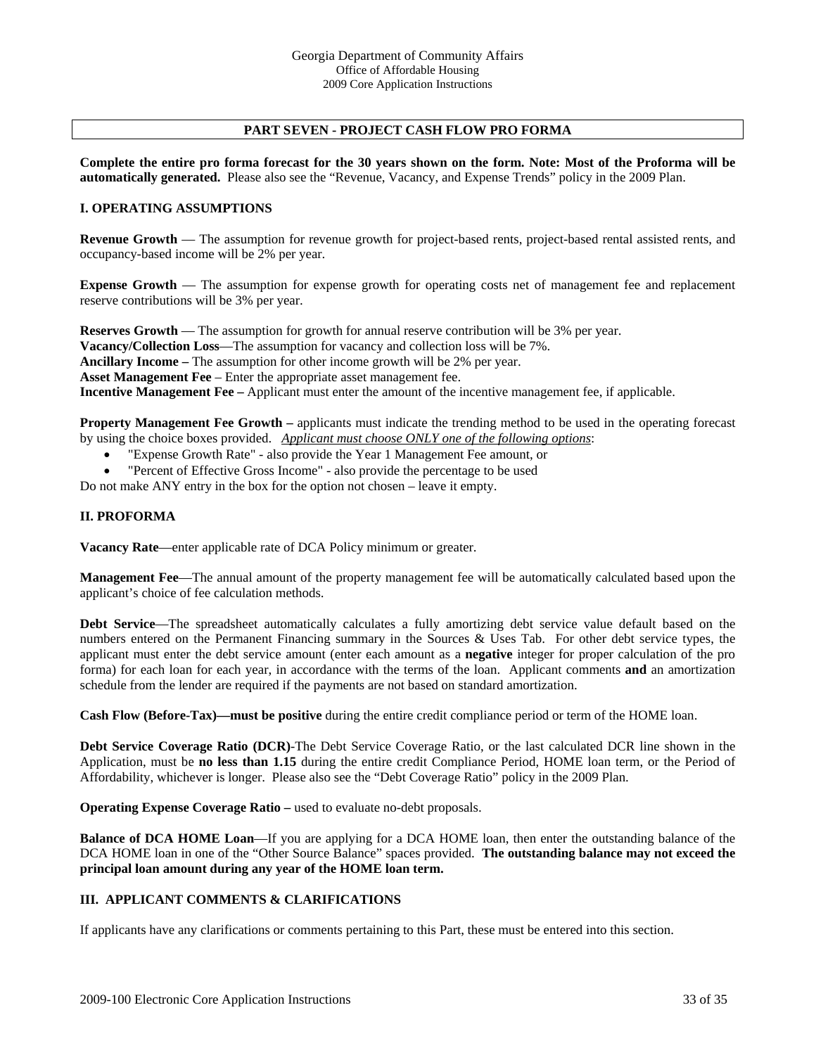Georgia Department of Community Affairs
Office of Affordable Housing
2009 Core Application Instructions

## PART SEVEN - PROJECT CASH FLOW PRO FORMA

**Complete the entire pro forma forecast for the 30 years shown on the form. Note: Most of the Proforma will be automatically generated.** Please also see the "Revenue, Vacancy, and Expense Trends" policy in the 2009 Plan.

### I. OPERATING ASSUMPTIONS

**Revenue Growth** — The assumption for revenue growth for project-based rents, project-based rental assisted rents, and occupancy-based income will be 2% per year.

**Expense Growth** — The assumption for expense growth for operating costs net of management fee and replacement reserve contributions will be 3% per year.

**Reserves Growth** — The assumption for growth for annual reserve contribution will be 3% per year.
**Vacancy/Collection Loss**—The assumption for vacancy and collection loss will be 7%.
**Ancillary Income –** The assumption for other income growth will be 2% per year.
**Asset Management Fee** – Enter the appropriate asset management fee.
**Incentive Management Fee –** Applicant must enter the amount of the incentive management fee, if applicable.

**Property Management Fee Growth –** applicants must indicate the trending method to be used in the operating forecast by using the choice boxes provided. *Applicant must choose ONLY one of the following options*:

- "Expense Growth Rate" - also provide the Year 1 Management Fee amount, or
- "Percent of Effective Gross Income" - also provide the percentage to be used

Do not make ANY entry in the box for the option not chosen – leave it empty.

### II. PROFORMA

**Vacancy Rate**—enter applicable rate of DCA Policy minimum or greater.

**Management Fee**—The annual amount of the property management fee will be automatically calculated based upon the applicant's choice of fee calculation methods.

**Debt Service**—The spreadsheet automatically calculates a fully amortizing debt service value default based on the numbers entered on the Permanent Financing summary in the Sources & Uses Tab. For other debt service types, the applicant must enter the debt service amount (enter each amount as a **negative** integer for proper calculation of the pro forma) for each loan for each year, in accordance with the terms of the loan. Applicant comments **and** an amortization schedule from the lender are required if the payments are not based on standard amortization.

**Cash Flow (Before-Tax)—must be positive** during the entire credit compliance period or term of the HOME loan.

**Debt Service Coverage Ratio (DCR)**-The Debt Service Coverage Ratio, or the last calculated DCR line shown in the Application, must be **no less than 1.15** during the entire credit Compliance Period, HOME loan term, or the Period of Affordability, whichever is longer. Please also see the "Debt Coverage Ratio" policy in the 2009 Plan.

**Operating Expense Coverage Ratio –** used to evaluate no-debt proposals.

**Balance of DCA HOME Loan**—If you are applying for a DCA HOME loan, then enter the outstanding balance of the DCA HOME loan in one of the "Other Source Balance" spaces provided. **The outstanding balance may not exceed the principal loan amount during any year of the HOME loan term.**

### III. APPLICANT COMMENTS & CLARIFICATIONS

If applicants have any clarifications or comments pertaining to this Part, these must be entered into this section.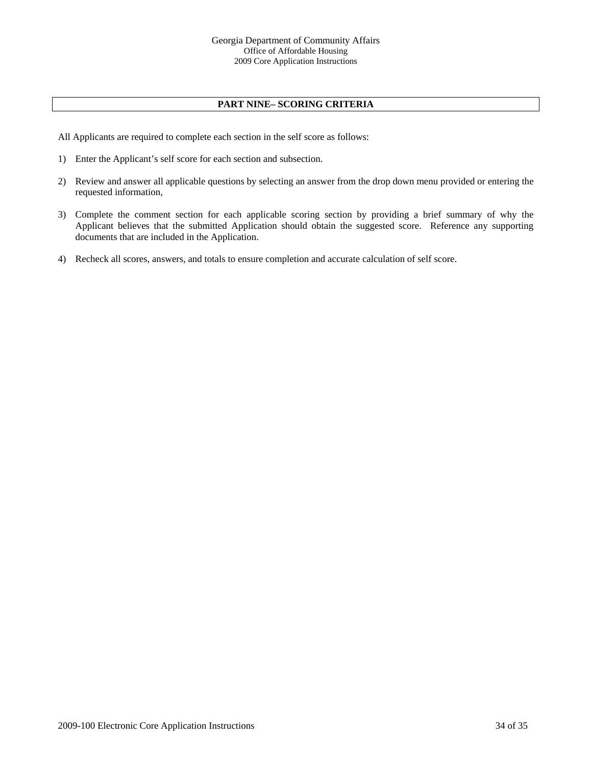## PART NINE– SCORING CRITERIA

All Applicants are required to complete each section in the self score as follows:

1) Enter the Applicant's self score for each section and subsection.

2) Review and answer all applicable questions by selecting an answer from the drop down menu provided or entering the requested information,

3) Complete the comment section for each applicable scoring section by providing a brief summary of why the Applicant believes that the submitted Application should obtain the suggested score. Reference any supporting documents that are included in the Application.

4) Recheck all scores, answers, and totals to ensure completion and accurate calculation of self score.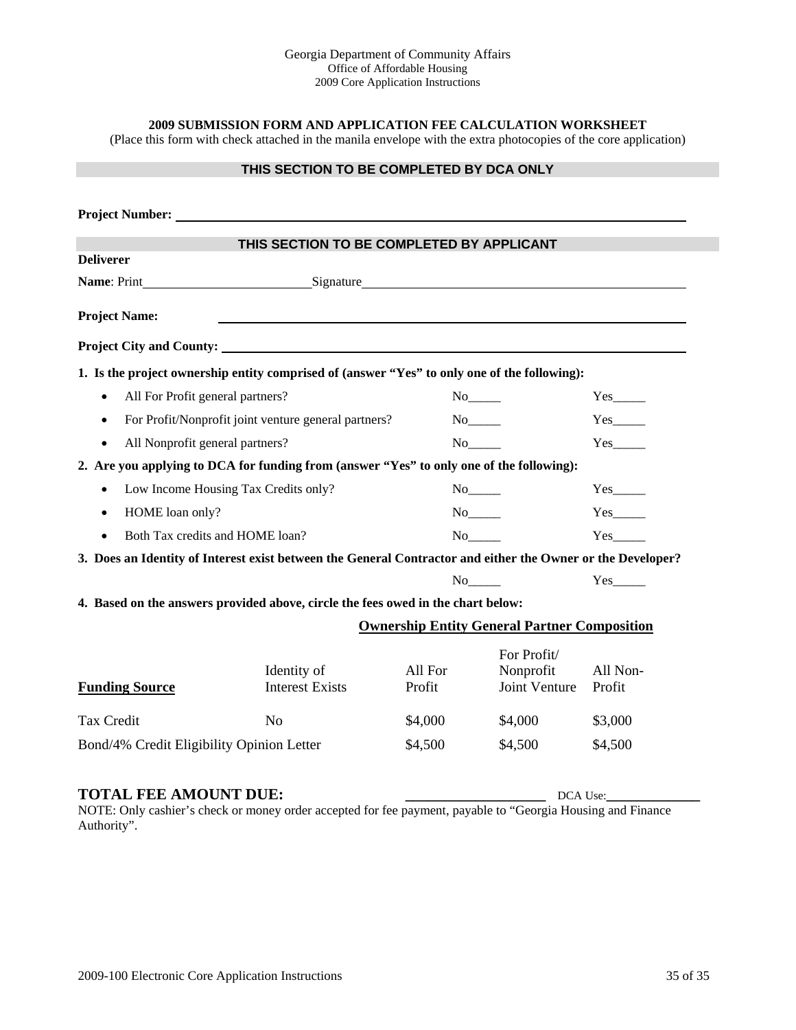Georgia Department of Community Affairs
Office of Affordable Housing
2009 Core Application Instructions

## 2009 SUBMISSION FORM AND APPLICATION FEE CALCULATION WORKSHEET

(Place this form with check attached in the manila envelope with the extra photocopies of the core application)

### THIS SECTION TO BE COMPLETED BY DCA ONLY

**Project Number:** ______________________________________________

### THIS SECTION TO BE COMPLETED BY APPLICANT

**Deliverer**

**Name**: Print________________________ Signature______________________________________________

**Project Name:** ______________________________________________

**Project City and County:** ______________________________________________

**1. Is the project ownership entity comprised of (answer "Yes" to only one of the following):**

- All For Profit general partners? No_____ Yes_____
- For Profit/Nonprofit joint venture general partners? No_____ Yes_____
- All Nonprofit general partners? No_____ Yes_____

**2. Are you applying to DCA for funding from (answer "Yes" to only one of the following):**

- Low Income Housing Tax Credits only? No_____ Yes_____
- HOME loan only? No_____ Yes_____
- Both Tax credits and HOME loan? No_____ Yes_____

**3. Does an Identity of Interest exist between the General Contractor and either the Owner or the Developer?**

No_____ Yes_____

**4. Based on the answers provided above, circle the fees owed in the chart below:**

| | | Ownership Entity General Partner Composition | | |
|---|---|---|---|---|
| **Funding Source** | Identity of Interest Exists | All For Profit | For Profit/ Nonprofit Joint Venture | All Non-Profit |
| Tax Credit | No | $4,000 | $4,000 | $3,000 |
| Bond/4% Credit Eligibility Opinion Letter | | $4,500 | $4,500 | $4,500 |

**TOTAL FEE AMOUNT DUE:** ____________________ DCA Use:______________

NOTE: Only cashier's check or money order accepted for fee payment, payable to "Georgia Housing and Finance Authority".

2009-100 Electronic Core Application Instructions